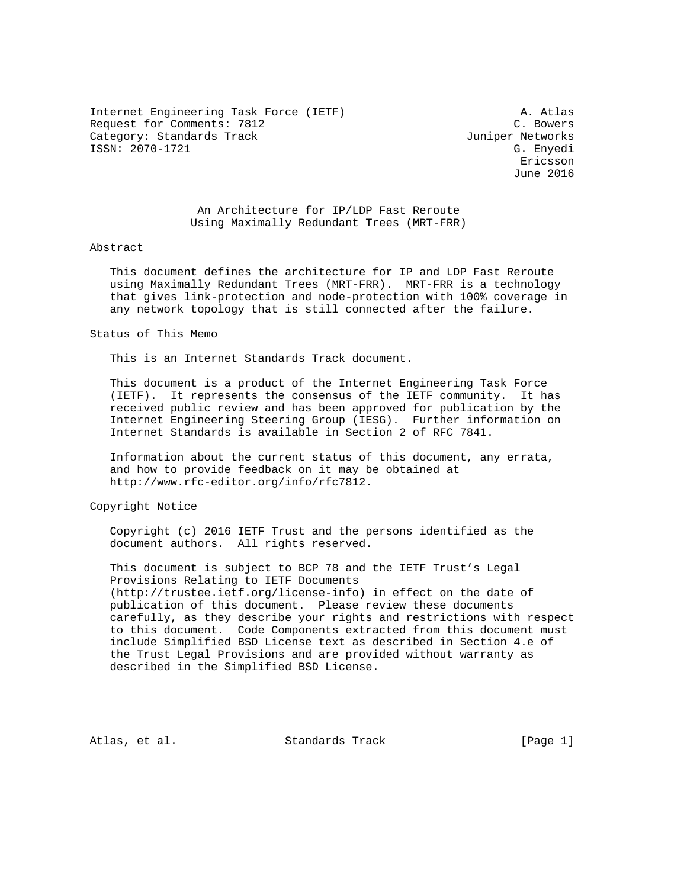Internet Engineering Task Force (IETF) A. Atlas
Request for Comments: 7812 C. Bowers
Category: Standards Track Juniper Networks
ISSN: 2070-1721 G. Enyedi
Ericsson
June 2016

# An Architecture for IP/LDP Fast Reroute Using Maximally Redundant Trees (MRT-FRR)

## Abstract

This document defines the architecture for IP and LDP Fast Reroute using Maximally Redundant Trees (MRT-FRR). MRT-FRR is a technology that gives link-protection and node-protection with 100% coverage in any network topology that is still connected after the failure.

## Status of This Memo

This is an Internet Standards Track document.

This document is a product of the Internet Engineering Task Force (IETF). It represents the consensus of the IETF community. It has received public review and has been approved for publication by the Internet Engineering Steering Group (IESG). Further information on Internet Standards is available in Section 2 of RFC 7841.

Information about the current status of this document, any errata, and how to provide feedback on it may be obtained at http://www.rfc-editor.org/info/rfc7812.

## Copyright Notice

Copyright (c) 2016 IETF Trust and the persons identified as the document authors. All rights reserved.

This document is subject to BCP 78 and the IETF Trust's Legal Provisions Relating to IETF Documents (http://trustee.ietf.org/license-info) in effect on the date of publication of this document. Please review these documents carefully, as they describe your rights and restrictions with respect to this document. Code Components extracted from this document must include Simplified BSD License text as described in Section 4.e of the Trust Legal Provisions and are provided without warranty as described in the Simplified BSD License.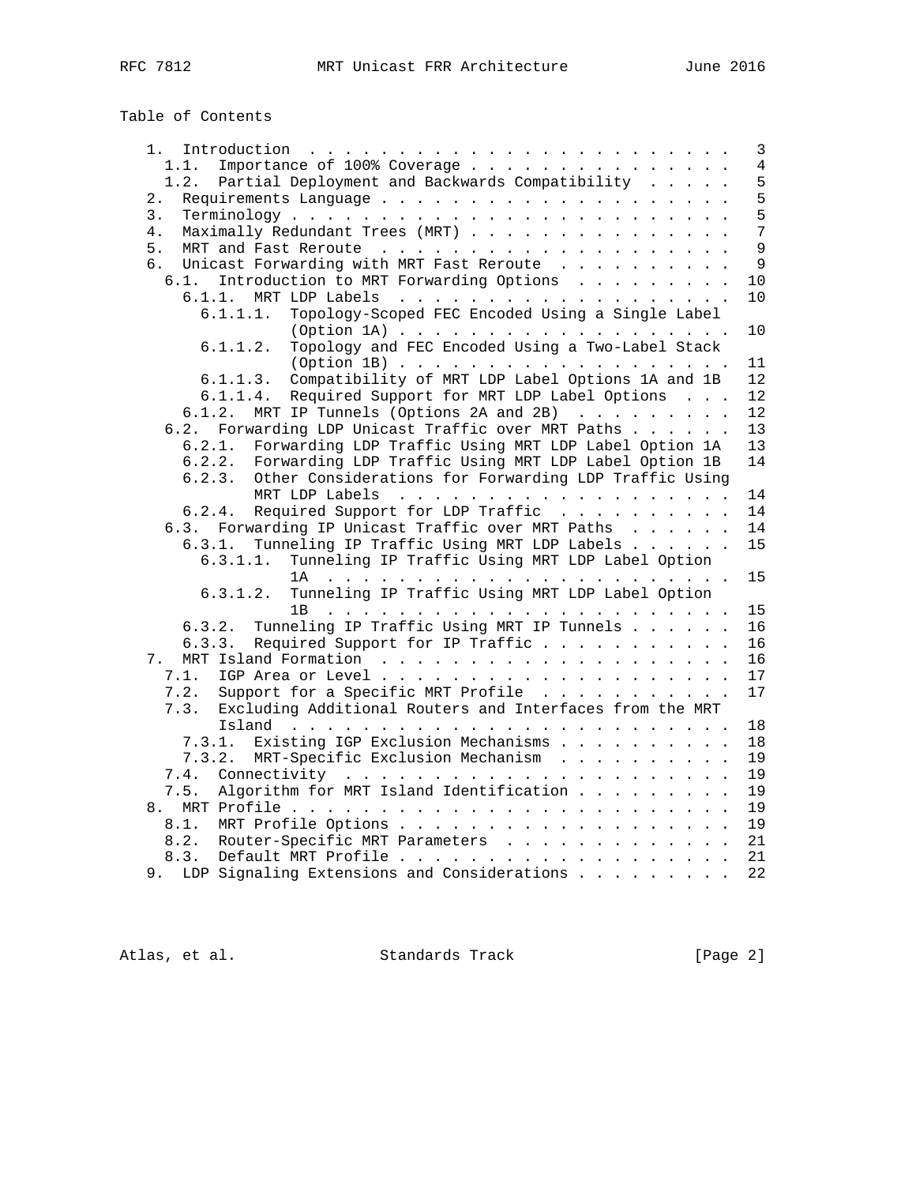Table of Contents

```
   1.  Introduction  . . . . . . . . . . . . . . . . . . . . . . . .   3
     1.1.  Importance of 100% Coverage . . . . . . . . . . . . . . .   4
     1.2.  Partial Deployment and Backwards Compatibility  . . . . .   5
   2.  Requirements Language . . . . . . . . . . . . . . . . . . . .   5
   3.  Terminology . . . . . . . . . . . . . . . . . . . . . . . . .   5
   4.  Maximally Redundant Trees (MRT) . . . . . . . . . . . . . . .   7
   5.  MRT and Fast Reroute  . . . . . . . . . . . . . . . . . . . .   9
   6.  Unicast Forwarding with MRT Fast Reroute  . . . . . . . . . .   9
     6.1.  Introduction to MRT Forwarding Options  . . . . . . . . .  10
       6.1.1.  MRT LDP Labels  . . . . . . . . . . . . . . . . . . .  10
         6.1.1.1.  Topology-Scoped FEC Encoded Using a Single Label
                   (Option 1A) . . . . . . . . . . . . . . . . . . .  10
         6.1.1.2.  Topology and FEC Encoded Using a Two-Label Stack
                   (Option 1B) . . . . . . . . . . . . . . . . . . .  11
         6.1.1.3.  Compatibility of MRT LDP Label Options 1A and 1B  12
         6.1.1.4.  Required Support for MRT LDP Label Options  . . .  12
       6.1.2.  MRT IP Tunnels (Options 2A and 2B)  . . . . . . . . .  12
     6.2.  Forwarding LDP Unicast Traffic over MRT Paths . . . . . .  13
       6.2.1.  Forwarding LDP Traffic Using MRT LDP Label Option 1A   13
       6.2.2.  Forwarding LDP Traffic Using MRT LDP Label Option 1B   14
       6.2.3.  Other Considerations for Forwarding LDP Traffic Using
               MRT LDP Labels  . . . . . . . . . . . . . . . . . . .  14
       6.2.4.  Required Support for LDP Traffic  . . . . . . . . . .  14
     6.3.  Forwarding IP Unicast Traffic over MRT Paths  . . . . . .  14
       6.3.1.  Tunneling IP Traffic Using MRT LDP Labels . . . . . .  15
         6.3.1.1.  Tunneling IP Traffic Using MRT LDP Label Option
                   1A  . . . . . . . . . . . . . . . . . . . . . . .  15
         6.3.1.2.  Tunneling IP Traffic Using MRT LDP Label Option
                   1B  . . . . . . . . . . . . . . . . . . . . . . .  15
       6.3.2.  Tunneling IP Traffic Using MRT IP Tunnels . . . . . .  16
       6.3.3.  Required Support for IP Traffic . . . . . . . . . . .  16
   7.  MRT Island Formation  . . . . . . . . . . . . . . . . . . . .  16
     7.1.  IGP Area or Level . . . . . . . . . . . . . . . . . . . .  17
     7.2.  Support for a Specific MRT Profile  . . . . . . . . . . .  17
     7.3.  Excluding Additional Routers and Interfaces from the MRT
           Island  . . . . . . . . . . . . . . . . . . . . . . . . .  18
       7.3.1.  Existing IGP Exclusion Mechanisms . . . . . . . . . .  18
       7.3.2.  MRT-Specific Exclusion Mechanism  . . . . . . . . . .  19
     7.4.  Connectivity  . . . . . . . . . . . . . . . . . . . . . .  19
     7.5.  Algorithm for MRT Island Identification . . . . . . . . .  19
   8.  MRT Profile . . . . . . . . . . . . . . . . . . . . . . . . .  19
     8.1.  MRT Profile Options . . . . . . . . . . . . . . . . . . .  19
     8.2.  Router-Specific MRT Parameters  . . . . . . . . . . . . .  21
     8.3.  Default MRT Profile . . . . . . . . . . . . . . . . . . .  21
   9.  LDP Signaling Extensions and Considerations . . . . . . . . .  22
```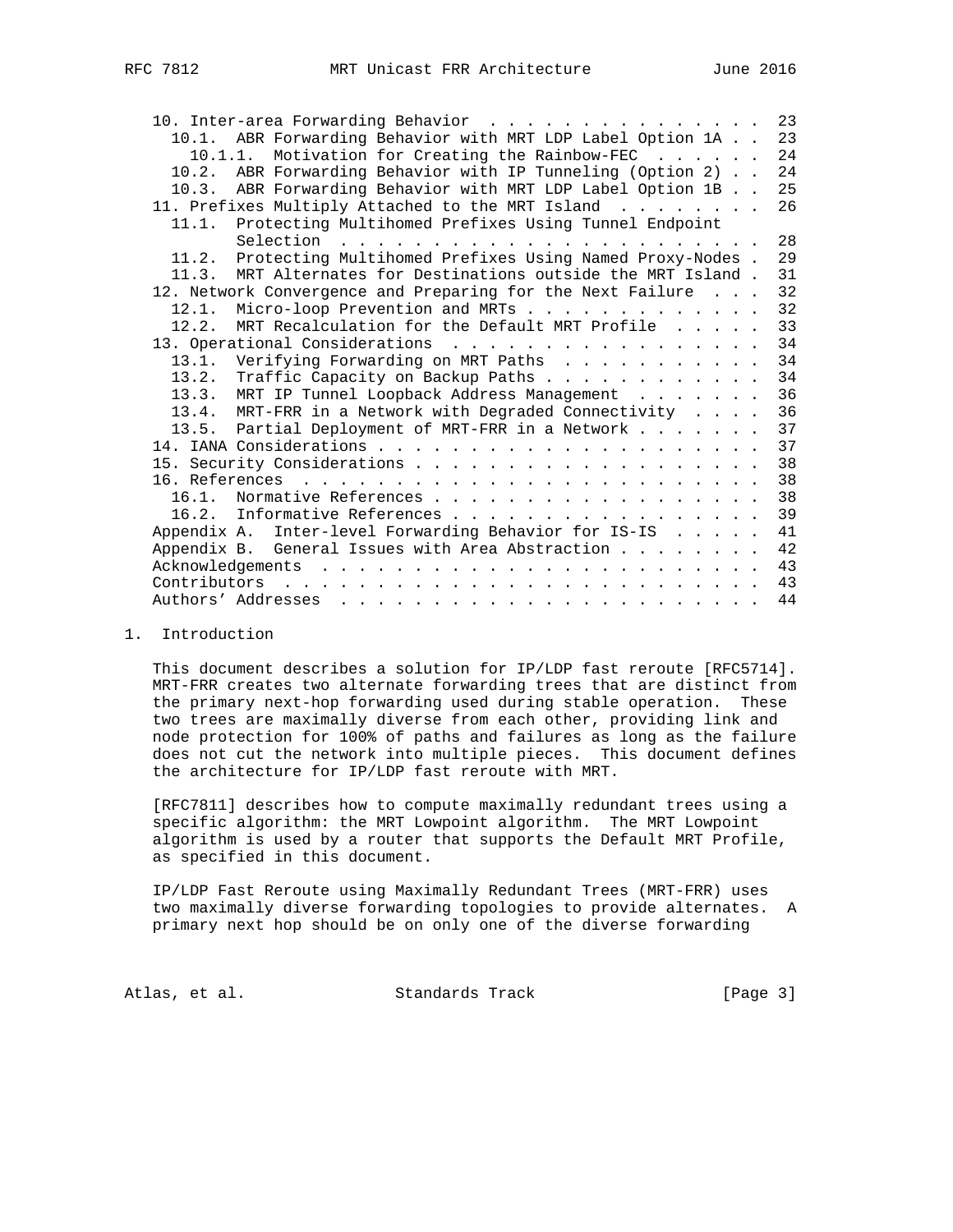```
   10. Inter-area Forwarding Behavior  . . . . . . . . . . . . . . .  23
     10.1.  ABR Forwarding Behavior with MRT LDP Label Option 1A . .  23
       10.1.1.  Motivation for Creating the Rainbow-FEC  . . . . . .  24
     10.2.  ABR Forwarding Behavior with IP Tunneling (Option 2) . .  24
     10.3.  ABR Forwarding Behavior with MRT LDP Label Option 1B . .  25
   11. Prefixes Multiply Attached to the MRT Island  . . . . . . . .  26
     11.1.  Protecting Multihomed Prefixes Using Tunnel Endpoint
            Selection  . . . . . . . . . . . . . . . . . . . . . . .  28
     11.2.  Protecting Multihomed Prefixes Using Named Proxy-Nodes .  29
     11.3.  MRT Alternates for Destinations outside the MRT Island .  31
   12. Network Convergence and Preparing for the Next Failure  . . .  32
     12.1.  Micro-loop Prevention and MRTs . . . . . . . . . . . . .  32
     12.2.  MRT Recalculation for the Default MRT Profile  . . . . .  33
   13. Operational Considerations  . . . . . . . . . . . . . . . . .  34
     13.1.  Verifying Forwarding on MRT Paths  . . . . . . . . . . .  34
     13.2.  Traffic Capacity on Backup Paths . . . . . . . . . . . .  34
     13.3.  MRT IP Tunnel Loopback Address Management  . . . . . . .  36
     13.4.  MRT-FRR in a Network with Degraded Connectivity  . . . .  36
     13.5.  Partial Deployment of MRT-FRR in a Network . . . . . . .  37
   14. IANA Considerations . . . . . . . . . . . . . . . . . . . . .  37
   15. Security Considerations . . . . . . . . . . . . . . . . . . .  38
   16. References  . . . . . . . . . . . . . . . . . . . . . . . . .  38
     16.1.  Normative References . . . . . . . . . . . . . . . . . .  38
     16.2.  Informative References . . . . . . . . . . . . . . . . .  39
   Appendix A.  Inter-level Forwarding Behavior for IS-IS  . . . . .  41
   Appendix B.  General Issues with Area Abstraction . . . . . . . .  42
   Acknowledgements  . . . . . . . . . . . . . . . . . . . . . . . .  43
   Contributors  . . . . . . . . . . . . . . . . . . . . . . . . . .  43
   Authors' Addresses  . . . . . . . . . . . . . . . . . . . . . . .  44
```

## 1. Introduction

This document describes a solution for IP/LDP fast reroute [RFC5714]. MRT-FRR creates two alternate forwarding trees that are distinct from the primary next-hop forwarding used during stable operation. These two trees are maximally diverse from each other, providing link and node protection for 100% of paths and failures as long as the failure does not cut the network into multiple pieces. This document defines the architecture for IP/LDP fast reroute with MRT.

[RFC7811] describes how to compute maximally redundant trees using a specific algorithm: the MRT Lowpoint algorithm. The MRT Lowpoint algorithm is used by a router that supports the Default MRT Profile, as specified in this document.

IP/LDP Fast Reroute using Maximally Redundant Trees (MRT-FRR) uses two maximally diverse forwarding topologies to provide alternates. A primary next hop should be on only one of the diverse forwarding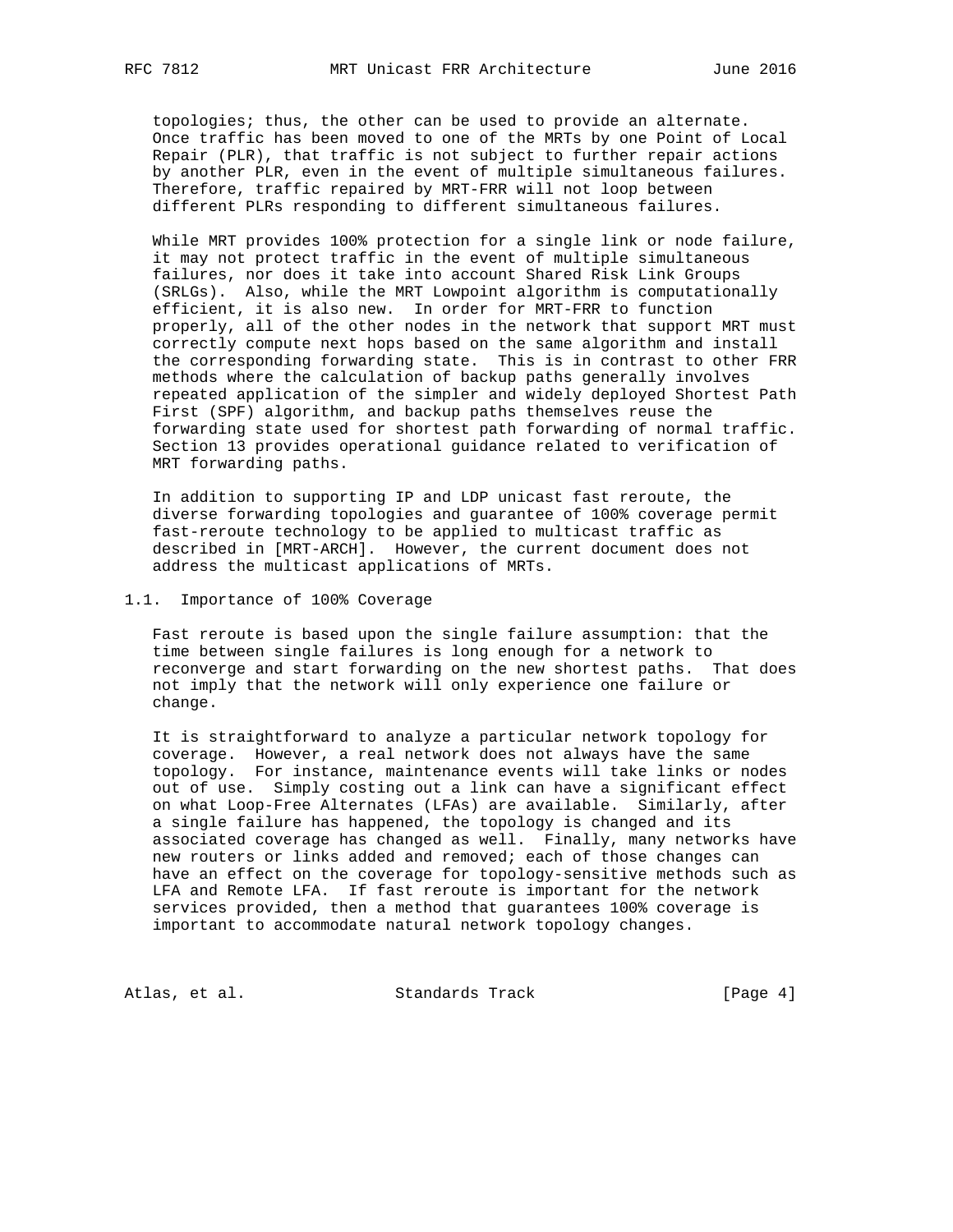topologies; thus, the other can be used to provide an alternate. Once traffic has been moved to one of the MRTs by one Point of Local Repair (PLR), that traffic is not subject to further repair actions by another PLR, even in the event of multiple simultaneous failures. Therefore, traffic repaired by MRT-FRR will not loop between different PLRs responding to different simultaneous failures.

While MRT provides 100% protection for a single link or node failure, it may not protect traffic in the event of multiple simultaneous failures, nor does it take into account Shared Risk Link Groups (SRLGs). Also, while the MRT Lowpoint algorithm is computationally efficient, it is also new. In order for MRT-FRR to function properly, all of the other nodes in the network that support MRT must correctly compute next hops based on the same algorithm and install the corresponding forwarding state. This is in contrast to other FRR methods where the calculation of backup paths generally involves repeated application of the simpler and widely deployed Shortest Path First (SPF) algorithm, and backup paths themselves reuse the forwarding state used for shortest path forwarding of normal traffic. Section 13 provides operational guidance related to verification of MRT forwarding paths.

In addition to supporting IP and LDP unicast fast reroute, the diverse forwarding topologies and guarantee of 100% coverage permit fast-reroute technology to be applied to multicast traffic as described in [MRT-ARCH]. However, the current document does not address the multicast applications of MRTs.

## 1.1. Importance of 100% Coverage

Fast reroute is based upon the single failure assumption: that the time between single failures is long enough for a network to reconverge and start forwarding on the new shortest paths. That does not imply that the network will only experience one failure or change.

It is straightforward to analyze a particular network topology for coverage. However, a real network does not always have the same topology. For instance, maintenance events will take links or nodes out of use. Simply costing out a link can have a significant effect on what Loop-Free Alternates (LFAs) are available. Similarly, after a single failure has happened, the topology is changed and its associated coverage has changed as well. Finally, many networks have new routers or links added and removed; each of those changes can have an effect on the coverage for topology-sensitive methods such as LFA and Remote LFA. If fast reroute is important for the network services provided, then a method that guarantees 100% coverage is important to accommodate natural network topology changes.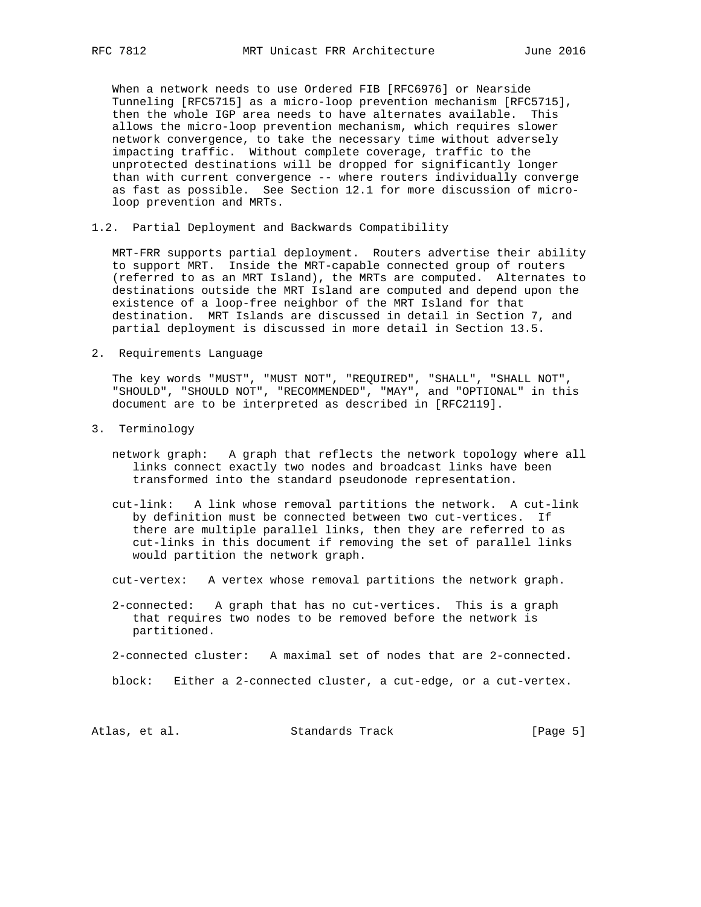When a network needs to use Ordered FIB [RFC6976] or Nearside Tunneling [RFC5715] as a micro-loop prevention mechanism [RFC5715], then the whole IGP area needs to have alternates available. This allows the micro-loop prevention mechanism, which requires slower network convergence, to take the necessary time without adversely impacting traffic. Without complete coverage, traffic to the unprotected destinations will be dropped for significantly longer than with current convergence -- where routers individually converge as fast as possible. See Section 12.1 for more discussion of micro-loop prevention and MRTs.

### 1.2. Partial Deployment and Backwards Compatibility

MRT-FRR supports partial deployment. Routers advertise their ability to support MRT. Inside the MRT-capable connected group of routers (referred to as an MRT Island), the MRTs are computed. Alternates to destinations outside the MRT Island are computed and depend upon the existence of a loop-free neighbor of the MRT Island for that destination. MRT Islands are discussed in detail in Section 7, and partial deployment is discussed in more detail in Section 13.5.

## 2. Requirements Language

The key words "MUST", "MUST NOT", "REQUIRED", "SHALL", "SHALL NOT", "SHOULD", "SHOULD NOT", "RECOMMENDED", "MAY", and "OPTIONAL" in this document are to be interpreted as described in [RFC2119].

## 3. Terminology

network graph: A graph that reflects the network topology where all links connect exactly two nodes and broadcast links have been transformed into the standard pseudonode representation.

cut-link: A link whose removal partitions the network. A cut-link by definition must be connected between two cut-vertices. If there are multiple parallel links, then they are referred to as cut-links in this document if removing the set of parallel links would partition the network graph.

cut-vertex: A vertex whose removal partitions the network graph.

2-connected: A graph that has no cut-vertices. This is a graph that requires two nodes to be removed before the network is partitioned.

2-connected cluster: A maximal set of nodes that are 2-connected.

block: Either a 2-connected cluster, a cut-edge, or a cut-vertex.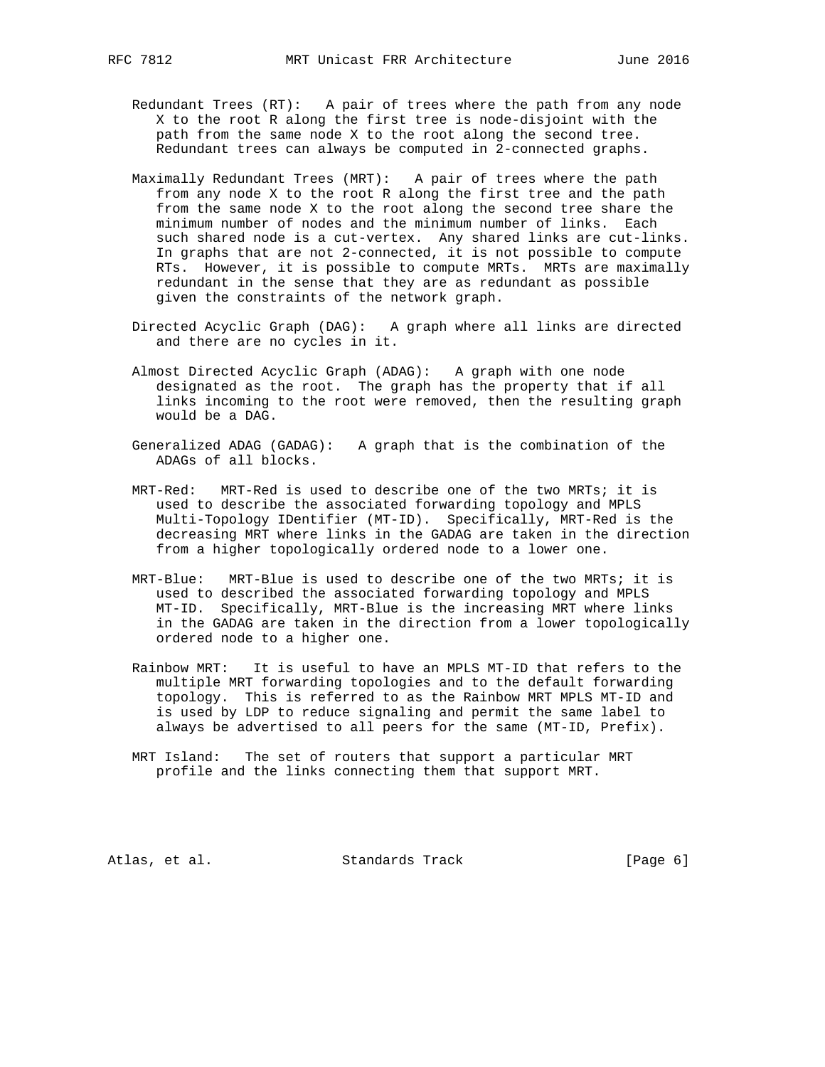Redundant Trees (RT): A pair of trees where the path from any node X to the root R along the first tree is node-disjoint with the path from the same node X to the root along the second tree. Redundant trees can always be computed in 2-connected graphs.

Maximally Redundant Trees (MRT): A pair of trees where the path from any node X to the root R along the first tree and the path from the same node X to the root along the second tree share the minimum number of nodes and the minimum number of links. Each such shared node is a cut-vertex. Any shared links are cut-links. In graphs that are not 2-connected, it is not possible to compute RTs. However, it is possible to compute MRTs. MRTs are maximally redundant in the sense that they are as redundant as possible given the constraints of the network graph.

Directed Acyclic Graph (DAG): A graph where all links are directed and there are no cycles in it.

Almost Directed Acyclic Graph (ADAG): A graph with one node designated as the root. The graph has the property that if all links incoming to the root were removed, then the resulting graph would be a DAG.

Generalized ADAG (GADAG): A graph that is the combination of the ADAGs of all blocks.

MRT-Red: MRT-Red is used to describe one of the two MRTs; it is used to describe the associated forwarding topology and MPLS Multi-Topology IDentifier (MT-ID). Specifically, MRT-Red is the decreasing MRT where links in the GADAG are taken in the direction from a higher topologically ordered node to a lower one.

MRT-Blue: MRT-Blue is used to describe one of the two MRTs; it is used to described the associated forwarding topology and MPLS MT-ID. Specifically, MRT-Blue is the increasing MRT where links in the GADAG are taken in the direction from a lower topologically ordered node to a higher one.

Rainbow MRT: It is useful to have an MPLS MT-ID that refers to the multiple MRT forwarding topologies and to the default forwarding topology. This is referred to as the Rainbow MRT MPLS MT-ID and is used by LDP to reduce signaling and permit the same label to always be advertised to all peers for the same (MT-ID, Prefix).

MRT Island: The set of routers that support a particular MRT profile and the links connecting them that support MRT.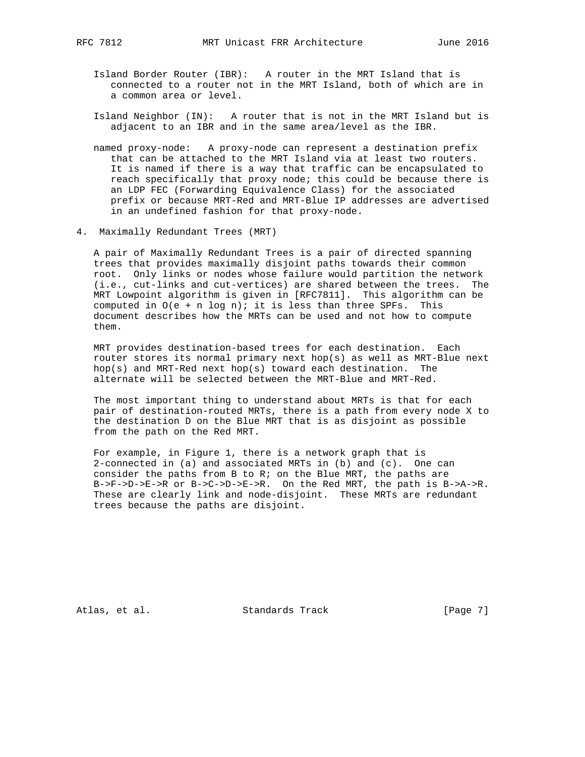Island Border Router (IBR): A router in the MRT Island that is connected to a router not in the MRT Island, both of which are in a common area or level.

Island Neighbor (IN): A router that is not in the MRT Island but is adjacent to an IBR and in the same area/level as the IBR.

named proxy-node: A proxy-node can represent a destination prefix that can be attached to the MRT Island via at least two routers. It is named if there is a way that traffic can be encapsulated to reach specifically that proxy node; this could be because there is an LDP FEC (Forwarding Equivalence Class) for the associated prefix or because MRT-Red and MRT-Blue IP addresses are advertised in an undefined fashion for that proxy-node.

## 4. Maximally Redundant Trees (MRT)

A pair of Maximally Redundant Trees is a pair of directed spanning trees that provides maximally disjoint paths towards their common root. Only links or nodes whose failure would partition the network (i.e., cut-links and cut-vertices) are shared between the trees. The MRT Lowpoint algorithm is given in [RFC7811]. This algorithm can be computed in $O(e + n \log n)$; it is less than three SPFs. This document describes how the MRTs can be used and not how to compute them.

MRT provides destination-based trees for each destination. Each router stores its normal primary next hop(s) as well as MRT-Blue next hop(s) and MRT-Red next hop(s) toward each destination. The alternate will be selected between the MRT-Blue and MRT-Red.

The most important thing to understand about MRTs is that for each pair of destination-routed MRTs, there is a path from every node X to the destination D on the Blue MRT that is as disjoint as possible from the path on the Red MRT.

For example, in Figure 1, there is a network graph that is 2-connected in (a) and associated MRTs in (b) and (c). One can consider the paths from B to R; on the Blue MRT, the paths are B->F->D->E->R or B->C->D->E->R. On the Red MRT, the path is B->A->R. These are clearly link and node-disjoint. These MRTs are redundant trees because the paths are disjoint.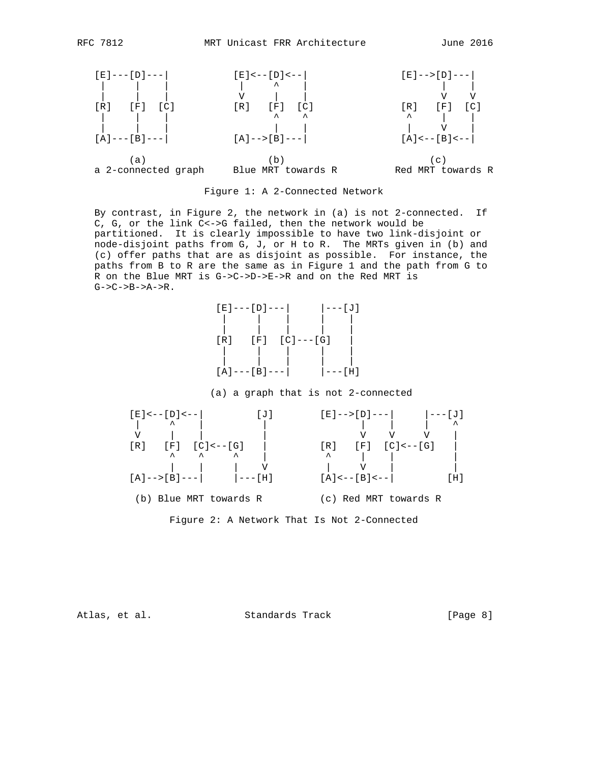```
    [E]---[D]---|           [E]<--[D]<--|                [E]-->[D]---|
     |     |    |            |     ^    |                       |    |
     |     |    |            V     |    |                       V    V
    [R]   [F]  [C]          [R]   [F]  [C]               [R]   [F]  [C]
     |     |    |                  ^    ^                 ^     |    |
     |     |    |                  |    |                 |     V    |
    [A]---[B]---|           [A]-->[B]---|                [A]<--[B]<--|

          (a)                     (b)                         (c)
    a 2-connected graph     Blue MRT towards R          Red MRT towards R

                      Figure 1: A 2-Connected Network
```

By contrast, in Figure 2, the network in (a) is not 2-connected. If C, G, or the link C<->G failed, then the network would be partitioned. It is clearly impossible to have two link-disjoint or node-disjoint paths from G, J, or H to R. The MRTs given in (b) and (c) offer paths that are as disjoint as possible. For instance, the paths from B to R are the same as in Figure 1 and the path from G to R on the Blue MRT is G->C->D->E->R and on the Red MRT is G->C->B->A->R.

```
                    [E]---[D]---|     |---[J]
                     |     |    |     |    |
                     |     |    |     |    |
                    [R]   [F]  [C]---[G]   |
                     |     |    |     |    |
                     |     |    |     |    |
                    [A]---[B]---|     |---[H]

                   (a) a graph that is not 2-connected

         [E]<--[D]<--|         [J]        [E]-->[D]---|     |---[J]
          |     ^    |          |                |    |     |    ^
          V     |    |          |                V    V     V    |
         [R]   [F]  [C]<--[G]   |         [R]   [F]  [C]<--[G]   |
                ^    ^     ^    |          ^     |    |          |
                |    |     |    V          |     V    |          |
         [A]-->[B]---|     |---[H]        [A]<--[B]<--|         [H]

          (b) Blue MRT towards R          (c) Red MRT towards R

                 Figure 2: A Network That Is Not 2-Connected
```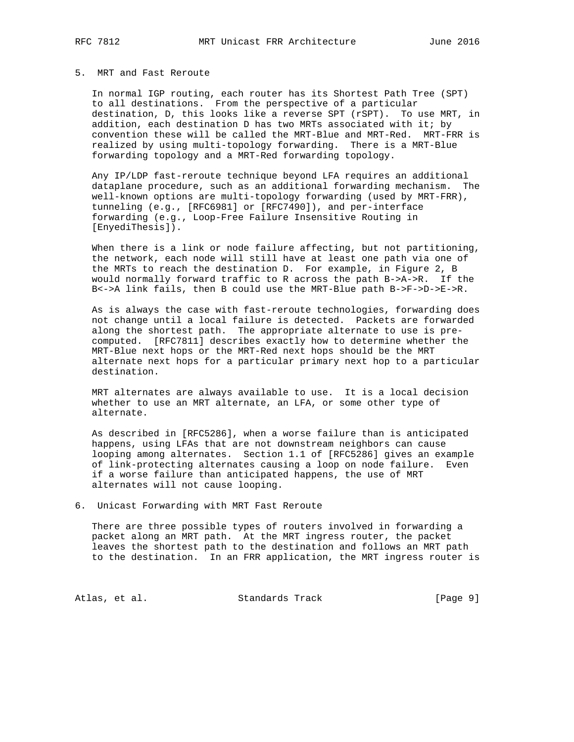## 5. MRT and Fast Reroute

In normal IGP routing, each router has its Shortest Path Tree (SPT) to all destinations. From the perspective of a particular destination, D, this looks like a reverse SPT (rSPT). To use MRT, in addition, each destination D has two MRTs associated with it; by convention these will be called the MRT-Blue and MRT-Red. MRT-FRR is realized by using multi-topology forwarding. There is a MRT-Blue forwarding topology and a MRT-Red forwarding topology.

Any IP/LDP fast-reroute technique beyond LFA requires an additional dataplane procedure, such as an additional forwarding mechanism. The well-known options are multi-topology forwarding (used by MRT-FRR), tunneling (e.g., [RFC6981] or [RFC7490]), and per-interface forwarding (e.g., Loop-Free Failure Insensitive Routing in [EnyediThesis]).

When there is a link or node failure affecting, but not partitioning, the network, each node will still have at least one path via one of the MRTs to reach the destination D. For example, in Figure 2, B would normally forward traffic to R across the path B->A->R. If the B<->A link fails, then B could use the MRT-Blue path B->F->D->E->R.

As is always the case with fast-reroute technologies, forwarding does not change until a local failure is detected. Packets are forwarded along the shortest path. The appropriate alternate to use is pre-computed. [RFC7811] describes exactly how to determine whether the MRT-Blue next hops or the MRT-Red next hops should be the MRT alternate next hops for a particular primary next hop to a particular destination.

MRT alternates are always available to use. It is a local decision whether to use an MRT alternate, an LFA, or some other type of alternate.

As described in [RFC5286], when a worse failure than is anticipated happens, using LFAs that are not downstream neighbors can cause looping among alternates. Section 1.1 of [RFC5286] gives an example of link-protecting alternates causing a loop on node failure. Even if a worse failure than anticipated happens, the use of MRT alternates will not cause looping.

## 6. Unicast Forwarding with MRT Fast Reroute

There are three possible types of routers involved in forwarding a packet along an MRT path. At the MRT ingress router, the packet leaves the shortest path to the destination and follows an MRT path to the destination. In an FRR application, the MRT ingress router is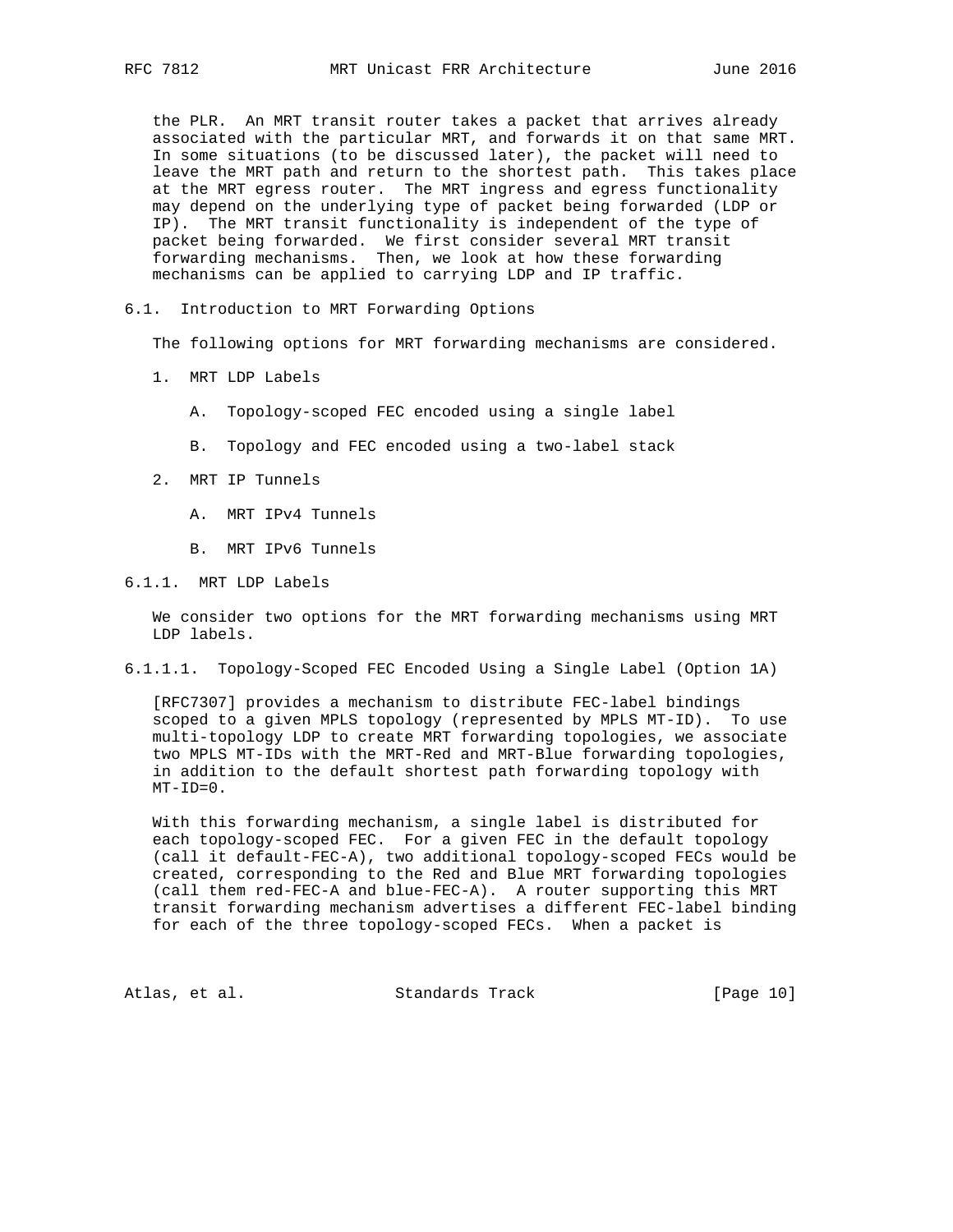the PLR. An MRT transit router takes a packet that arrives already associated with the particular MRT, and forwards it on that same MRT. In some situations (to be discussed later), the packet will need to leave the MRT path and return to the shortest path. This takes place at the MRT egress router. The MRT ingress and egress functionality may depend on the underlying type of packet being forwarded (LDP or IP). The MRT transit functionality is independent of the type of packet being forwarded. We first consider several MRT transit forwarding mechanisms. Then, we look at how these forwarding mechanisms can be applied to carrying LDP and IP traffic.

### 6.1. Introduction to MRT Forwarding Options

The following options for MRT forwarding mechanisms are considered.

1. MRT LDP Labels

   A. Topology-scoped FEC encoded using a single label

   B. Topology and FEC encoded using a two-label stack

2. MRT IP Tunnels

   A. MRT IPv4 Tunnels

   B. MRT IPv6 Tunnels

#### 6.1.1. MRT LDP Labels

We consider two options for the MRT forwarding mechanisms using MRT LDP labels.

##### 6.1.1.1. Topology-Scoped FEC Encoded Using a Single Label (Option 1A)

[RFC7307] provides a mechanism to distribute FEC-label bindings scoped to a given MPLS topology (represented by MPLS MT-ID). To use multi-topology LDP to create MRT forwarding topologies, we associate two MPLS MT-IDs with the MRT-Red and MRT-Blue forwarding topologies, in addition to the default shortest path forwarding topology with MT-ID=0.

With this forwarding mechanism, a single label is distributed for each topology-scoped FEC. For a given FEC in the default topology (call it default-FEC-A), two additional topology-scoped FECs would be created, corresponding to the Red and Blue MRT forwarding topologies (call them red-FEC-A and blue-FEC-A). A router supporting this MRT transit forwarding mechanism advertises a different FEC-label binding for each of the three topology-scoped FECs. When a packet is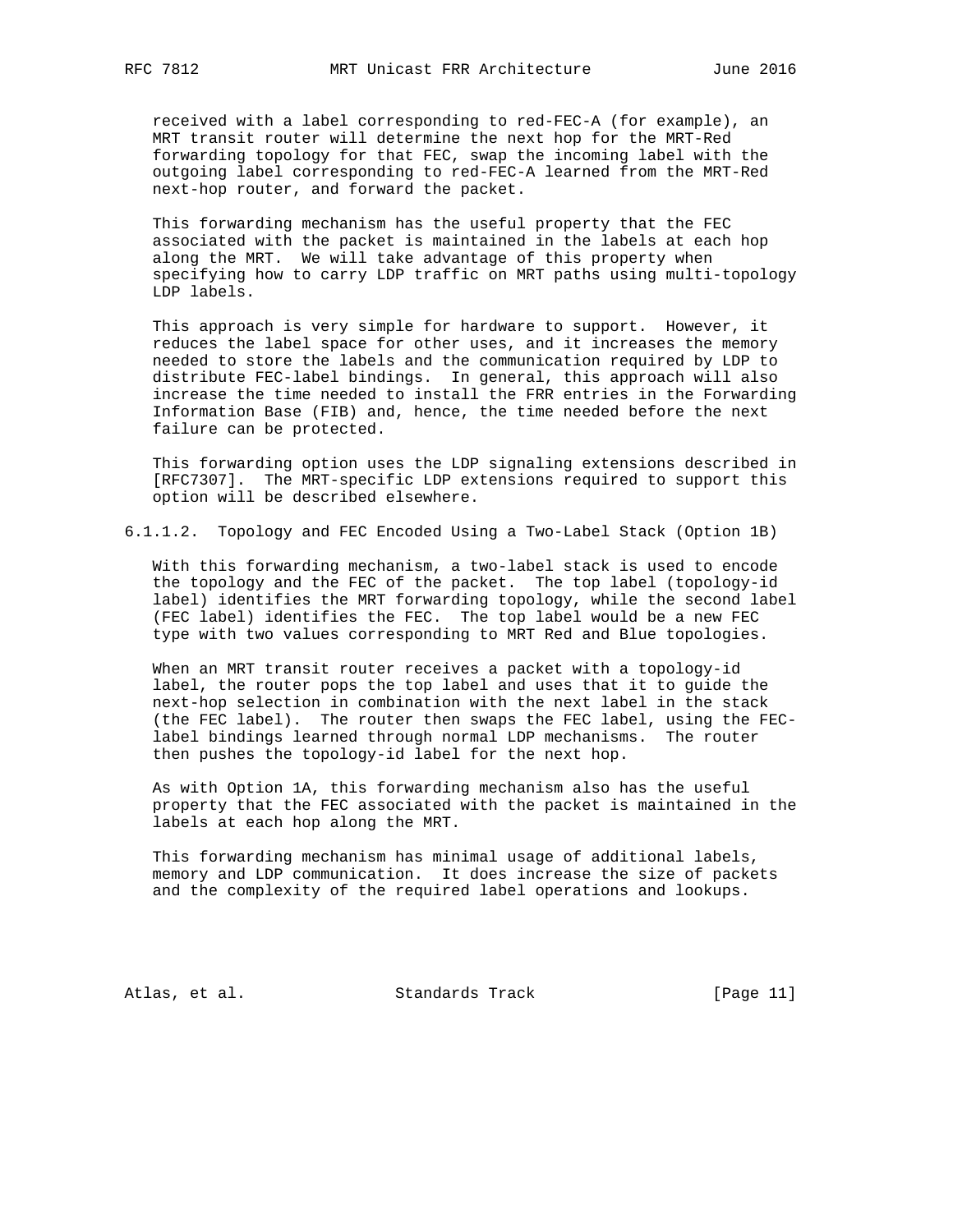received with a label corresponding to red-FEC-A (for example), an MRT transit router will determine the next hop for the MRT-Red forwarding topology for that FEC, swap the incoming label with the outgoing label corresponding to red-FEC-A learned from the MRT-Red next-hop router, and forward the packet.

This forwarding mechanism has the useful property that the FEC associated with the packet is maintained in the labels at each hop along the MRT. We will take advantage of this property when specifying how to carry LDP traffic on MRT paths using multi-topology LDP labels.

This approach is very simple for hardware to support. However, it reduces the label space for other uses, and it increases the memory needed to store the labels and the communication required by LDP to distribute FEC-label bindings. In general, this approach will also increase the time needed to install the FRR entries in the Forwarding Information Base (FIB) and, hence, the time needed before the next failure can be protected.

This forwarding option uses the LDP signaling extensions described in [RFC7307]. The MRT-specific LDP extensions required to support this option will be described elsewhere.

#### 6.1.1.2. Topology and FEC Encoded Using a Two-Label Stack (Option 1B)

With this forwarding mechanism, a two-label stack is used to encode the topology and the FEC of the packet. The top label (topology-id label) identifies the MRT forwarding topology, while the second label (FEC label) identifies the FEC. The top label would be a new FEC type with two values corresponding to MRT Red and Blue topologies.

When an MRT transit router receives a packet with a topology-id label, the router pops the top label and uses that it to guide the next-hop selection in combination with the next label in the stack (the FEC label). The router then swaps the FEC label, using the FEC-label bindings learned through normal LDP mechanisms. The router then pushes the topology-id label for the next hop.

As with Option 1A, this forwarding mechanism also has the useful property that the FEC associated with the packet is maintained in the labels at each hop along the MRT.

This forwarding mechanism has minimal usage of additional labels, memory and LDP communication. It does increase the size of packets and the complexity of the required label operations and lookups.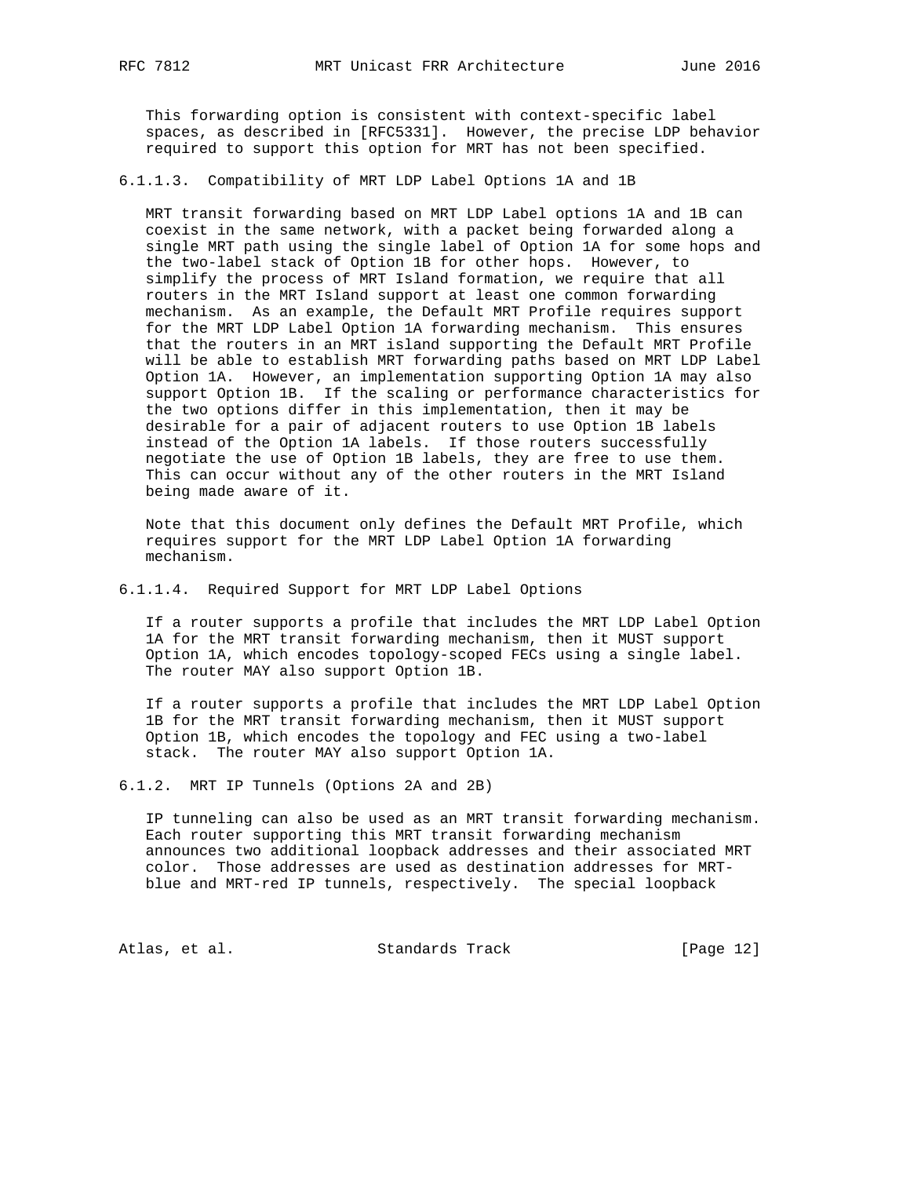This forwarding option is consistent with context-specific label spaces, as described in [RFC5331]. However, the precise LDP behavior required to support this option for MRT has not been specified.

#### 6.1.1.3. Compatibility of MRT LDP Label Options 1A and 1B

MRT transit forwarding based on MRT LDP Label options 1A and 1B can coexist in the same network, with a packet being forwarded along a single MRT path using the single label of Option 1A for some hops and the two-label stack of Option 1B for other hops. However, to simplify the process of MRT Island formation, we require that all routers in the MRT Island support at least one common forwarding mechanism. As an example, the Default MRT Profile requires support for the MRT LDP Label Option 1A forwarding mechanism. This ensures that the routers in an MRT island supporting the Default MRT Profile will be able to establish MRT forwarding paths based on MRT LDP Label Option 1A. However, an implementation supporting Option 1A may also support Option 1B. If the scaling or performance characteristics for the two options differ in this implementation, then it may be desirable for a pair of adjacent routers to use Option 1B labels instead of the Option 1A labels. If those routers successfully negotiate the use of Option 1B labels, they are free to use them. This can occur without any of the other routers in the MRT Island being made aware of it.

Note that this document only defines the Default MRT Profile, which requires support for the MRT LDP Label Option 1A forwarding mechanism.

#### 6.1.1.4. Required Support for MRT LDP Label Options

If a router supports a profile that includes the MRT LDP Label Option 1A for the MRT transit forwarding mechanism, then it MUST support Option 1A, which encodes topology-scoped FECs using a single label. The router MAY also support Option 1B.

If a router supports a profile that includes the MRT LDP Label Option 1B for the MRT transit forwarding mechanism, then it MUST support Option 1B, which encodes the topology and FEC using a two-label stack. The router MAY also support Option 1A.

### 6.1.2. MRT IP Tunnels (Options 2A and 2B)

IP tunneling can also be used as an MRT transit forwarding mechanism. Each router supporting this MRT transit forwarding mechanism announces two additional loopback addresses and their associated MRT color. Those addresses are used as destination addresses for MRT-blue and MRT-red IP tunnels, respectively. The special loopback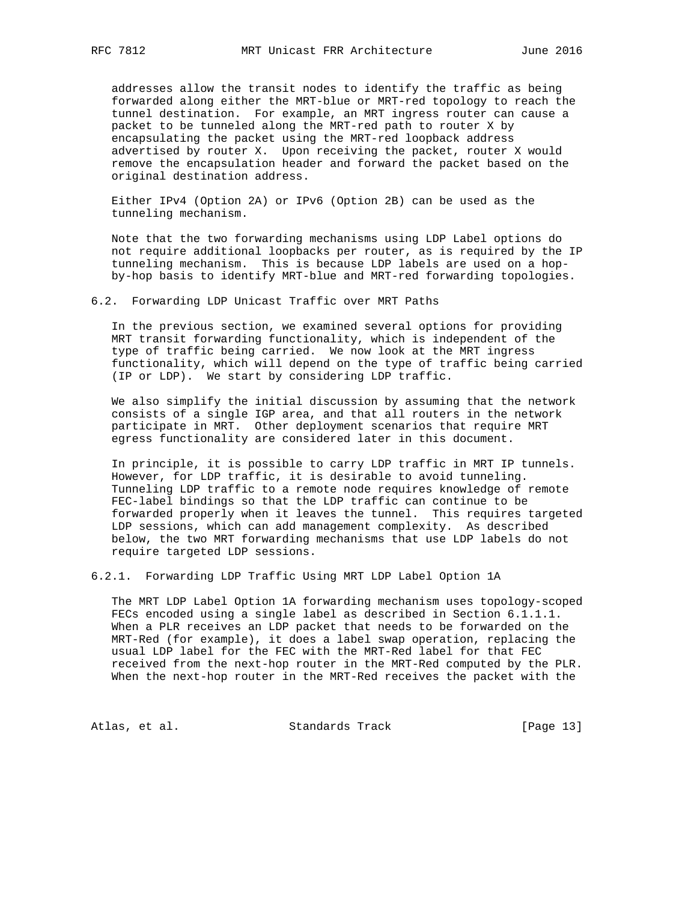addresses allow the transit nodes to identify the traffic as being forwarded along either the MRT-blue or MRT-red topology to reach the tunnel destination. For example, an MRT ingress router can cause a packet to be tunneled along the MRT-red path to router X by encapsulating the packet using the MRT-red loopback address advertised by router X. Upon receiving the packet, router X would remove the encapsulation header and forward the packet based on the original destination address.

Either IPv4 (Option 2A) or IPv6 (Option 2B) can be used as the tunneling mechanism.

Note that the two forwarding mechanisms using LDP Label options do not require additional loopbacks per router, as is required by the IP tunneling mechanism. This is because LDP labels are used on a hop-by-hop basis to identify MRT-blue and MRT-red forwarding topologies.

### 6.2. Forwarding LDP Unicast Traffic over MRT Paths

In the previous section, we examined several options for providing MRT transit forwarding functionality, which is independent of the type of traffic being carried. We now look at the MRT ingress functionality, which will depend on the type of traffic being carried (IP or LDP). We start by considering LDP traffic.

We also simplify the initial discussion by assuming that the network consists of a single IGP area, and that all routers in the network participate in MRT. Other deployment scenarios that require MRT egress functionality are considered later in this document.

In principle, it is possible to carry LDP traffic in MRT IP tunnels. However, for LDP traffic, it is desirable to avoid tunneling. Tunneling LDP traffic to a remote node requires knowledge of remote FEC-label bindings so that the LDP traffic can continue to be forwarded properly when it leaves the tunnel. This requires targeted LDP sessions, which can add management complexity. As described below, the two MRT forwarding mechanisms that use LDP labels do not require targeted LDP sessions.

#### 6.2.1. Forwarding LDP Traffic Using MRT LDP Label Option 1A

The MRT LDP Label Option 1A forwarding mechanism uses topology-scoped FECs encoded using a single label as described in Section 6.1.1.1. When a PLR receives an LDP packet that needs to be forwarded on the MRT-Red (for example), it does a label swap operation, replacing the usual LDP label for the FEC with the MRT-Red label for that FEC received from the next-hop router in the MRT-Red computed by the PLR. When the next-hop router in the MRT-Red receives the packet with the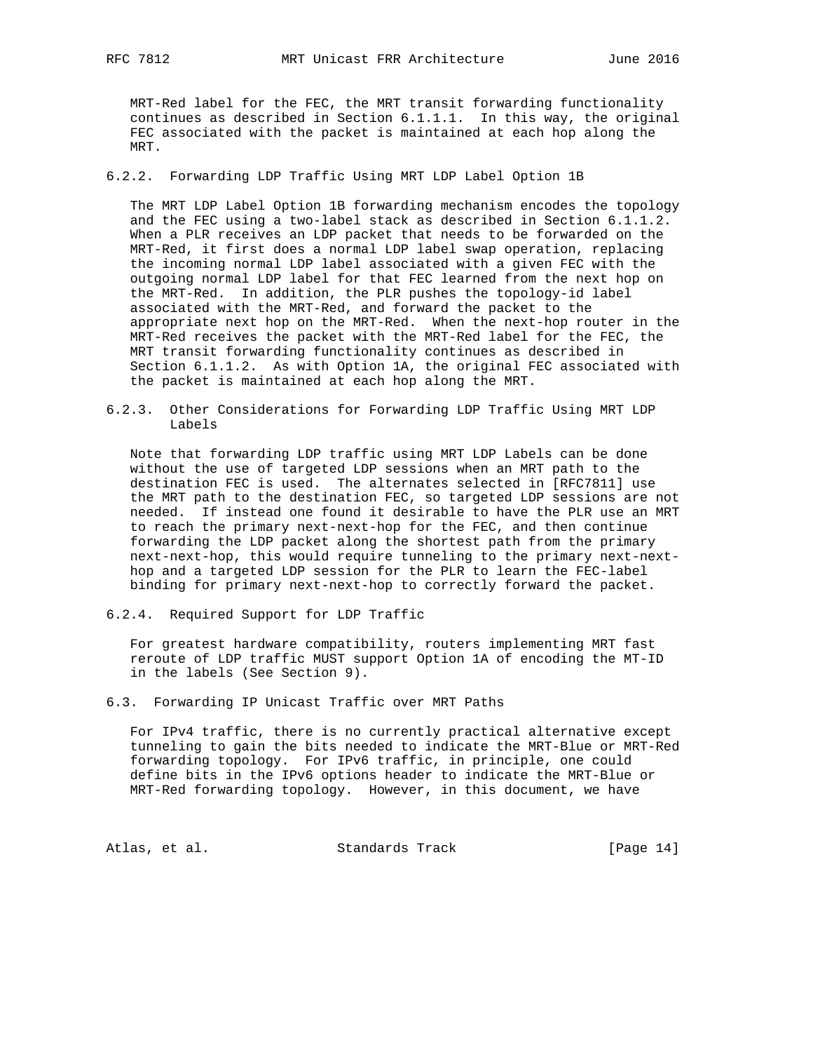MRT-Red label for the FEC, the MRT transit forwarding functionality continues as described in Section 6.1.1.1. In this way, the original FEC associated with the packet is maintained at each hop along the MRT.

### 6.2.2. Forwarding LDP Traffic Using MRT LDP Label Option 1B

The MRT LDP Label Option 1B forwarding mechanism encodes the topology and the FEC using a two-label stack as described in Section 6.1.1.2. When a PLR receives an LDP packet that needs to be forwarded on the MRT-Red, it first does a normal LDP label swap operation, replacing the incoming normal LDP label associated with a given FEC with the outgoing normal LDP label for that FEC learned from the next hop on the MRT-Red. In addition, the PLR pushes the topology-id label associated with the MRT-Red, and forward the packet to the appropriate next hop on the MRT-Red. When the next-hop router in the MRT-Red receives the packet with the MRT-Red label for the FEC, the MRT transit forwarding functionality continues as described in Section 6.1.1.2. As with Option 1A, the original FEC associated with the packet is maintained at each hop along the MRT.

### 6.2.3. Other Considerations for Forwarding LDP Traffic Using MRT LDP Labels

Note that forwarding LDP traffic using MRT LDP Labels can be done without the use of targeted LDP sessions when an MRT path to the destination FEC is used. The alternates selected in [RFC7811] use the MRT path to the destination FEC, so targeted LDP sessions are not needed. If instead one found it desirable to have the PLR use an MRT to reach the primary next-next-hop for the FEC, and then continue forwarding the LDP packet along the shortest path from the primary next-next-hop, this would require tunneling to the primary next-next-hop and a targeted LDP session for the PLR to learn the FEC-label binding for primary next-next-hop to correctly forward the packet.

### 6.2.4. Required Support for LDP Traffic

For greatest hardware compatibility, routers implementing MRT fast reroute of LDP traffic MUST support Option 1A of encoding the MT-ID in the labels (See Section 9).

## 6.3. Forwarding IP Unicast Traffic over MRT Paths

For IPv4 traffic, there is no currently practical alternative except tunneling to gain the bits needed to indicate the MRT-Blue or MRT-Red forwarding topology. For IPv6 traffic, in principle, one could define bits in the IPv6 options header to indicate the MRT-Blue or MRT-Red forwarding topology. However, in this document, we have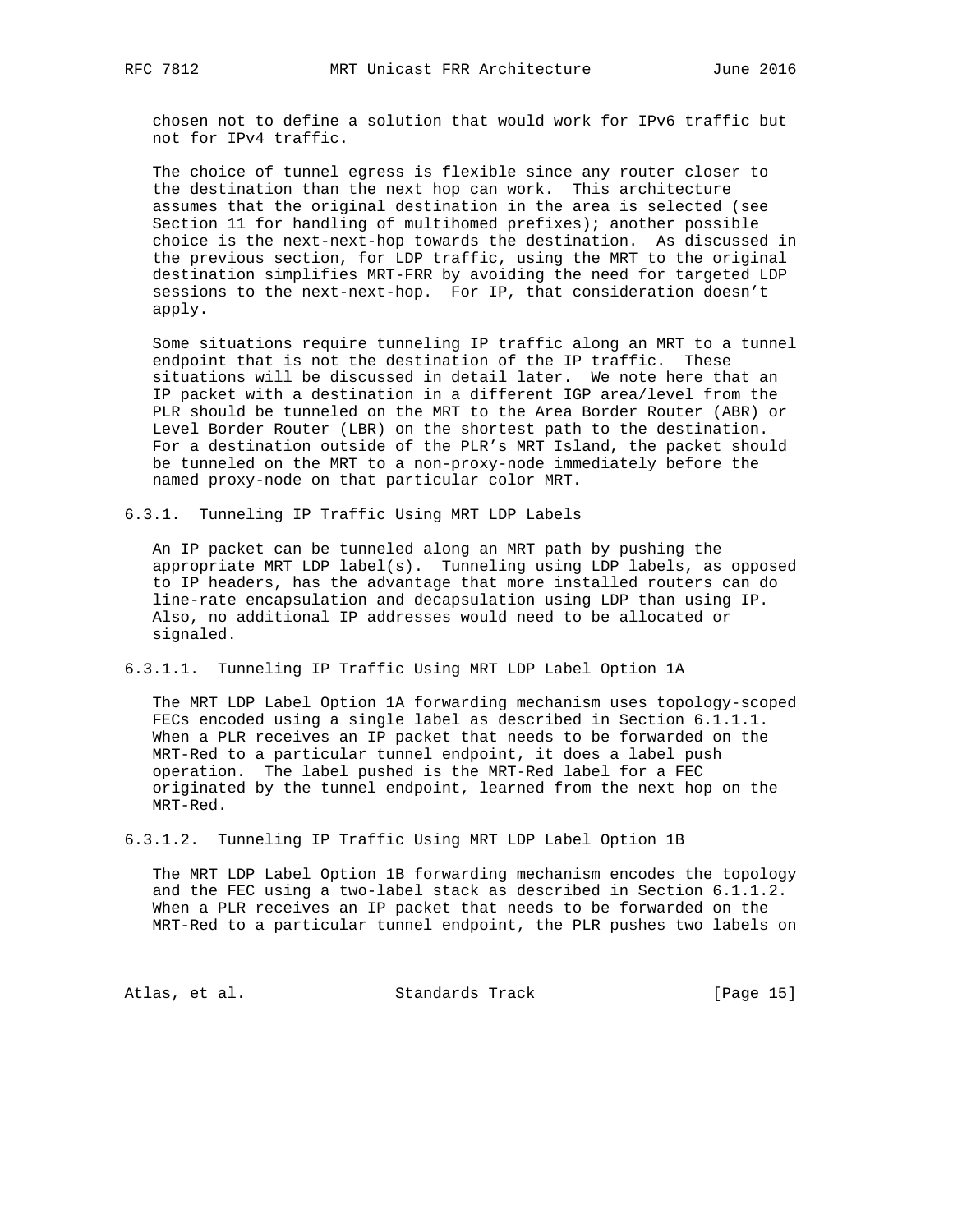chosen not to define a solution that would work for IPv6 traffic but not for IPv4 traffic.

The choice of tunnel egress is flexible since any router closer to the destination than the next hop can work. This architecture assumes that the original destination in the area is selected (see Section 11 for handling of multihomed prefixes); another possible choice is the next-next-hop towards the destination. As discussed in the previous section, for LDP traffic, using the MRT to the original destination simplifies MRT-FRR by avoiding the need for targeted LDP sessions to the next-next-hop. For IP, that consideration doesn't apply.

Some situations require tunneling IP traffic along an MRT to a tunnel endpoint that is not the destination of the IP traffic. These situations will be discussed in detail later. We note here that an IP packet with a destination in a different IGP area/level from the PLR should be tunneled on the MRT to the Area Border Router (ABR) or Level Border Router (LBR) on the shortest path to the destination. For a destination outside of the PLR's MRT Island, the packet should be tunneled on the MRT to a non-proxy-node immediately before the named proxy-node on that particular color MRT.

#### 6.3.1. Tunneling IP Traffic Using MRT LDP Labels

An IP packet can be tunneled along an MRT path by pushing the appropriate MRT LDP label(s). Tunneling using LDP labels, as opposed to IP headers, has the advantage that more installed routers can do line-rate encapsulation and decapsulation using LDP than using IP. Also, no additional IP addresses would need to be allocated or signaled.

##### 6.3.1.1. Tunneling IP Traffic Using MRT LDP Label Option 1A

The MRT LDP Label Option 1A forwarding mechanism uses topology-scoped FECs encoded using a single label as described in Section 6.1.1.1. When a PLR receives an IP packet that needs to be forwarded on the MRT-Red to a particular tunnel endpoint, it does a label push operation. The label pushed is the MRT-Red label for a FEC originated by the tunnel endpoint, learned from the next hop on the MRT-Red.

##### 6.3.1.2. Tunneling IP Traffic Using MRT LDP Label Option 1B

The MRT LDP Label Option 1B forwarding mechanism encodes the topology and the FEC using a two-label stack as described in Section 6.1.1.2. When a PLR receives an IP packet that needs to be forwarded on the MRT-Red to a particular tunnel endpoint, the PLR pushes two labels on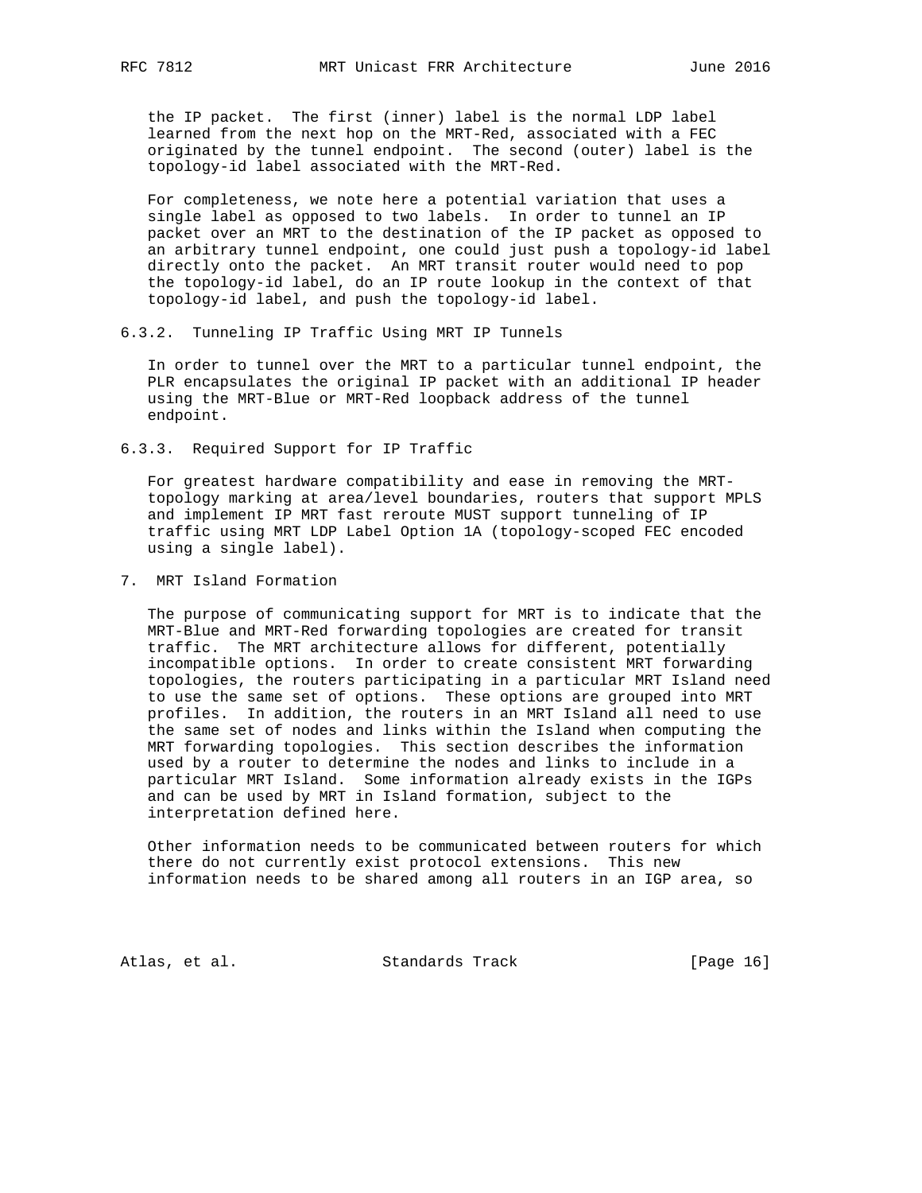the IP packet. The first (inner) label is the normal LDP label learned from the next hop on the MRT-Red, associated with a FEC originated by the tunnel endpoint. The second (outer) label is the topology-id label associated with the MRT-Red.

For completeness, we note here a potential variation that uses a single label as opposed to two labels. In order to tunnel an IP packet over an MRT to the destination of the IP packet as opposed to an arbitrary tunnel endpoint, one could just push a topology-id label directly onto the packet. An MRT transit router would need to pop the topology-id label, do an IP route lookup in the context of that topology-id label, and push the topology-id label.

#### 6.3.2. Tunneling IP Traffic Using MRT IP Tunnels

In order to tunnel over the MRT to a particular tunnel endpoint, the PLR encapsulates the original IP packet with an additional IP header using the MRT-Blue or MRT-Red loopback address of the tunnel endpoint.

#### 6.3.3. Required Support for IP Traffic

For greatest hardware compatibility and ease in removing the MRT-topology marking at area/level boundaries, routers that support MPLS and implement IP MRT fast reroute MUST support tunneling of IP traffic using MRT LDP Label Option 1A (topology-scoped FEC encoded using a single label).

## 7. MRT Island Formation

The purpose of communicating support for MRT is to indicate that the MRT-Blue and MRT-Red forwarding topologies are created for transit traffic. The MRT architecture allows for different, potentially incompatible options. In order to create consistent MRT forwarding topologies, the routers participating in a particular MRT Island need to use the same set of options. These options are grouped into MRT profiles. In addition, the routers in an MRT Island all need to use the same set of nodes and links within the Island when computing the MRT forwarding topologies. This section describes the information used by a router to determine the nodes and links to include in a particular MRT Island. Some information already exists in the IGPs and can be used by MRT in Island formation, subject to the interpretation defined here.

Other information needs to be communicated between routers for which there do not currently exist protocol extensions. This new information needs to be shared among all routers in an IGP area, so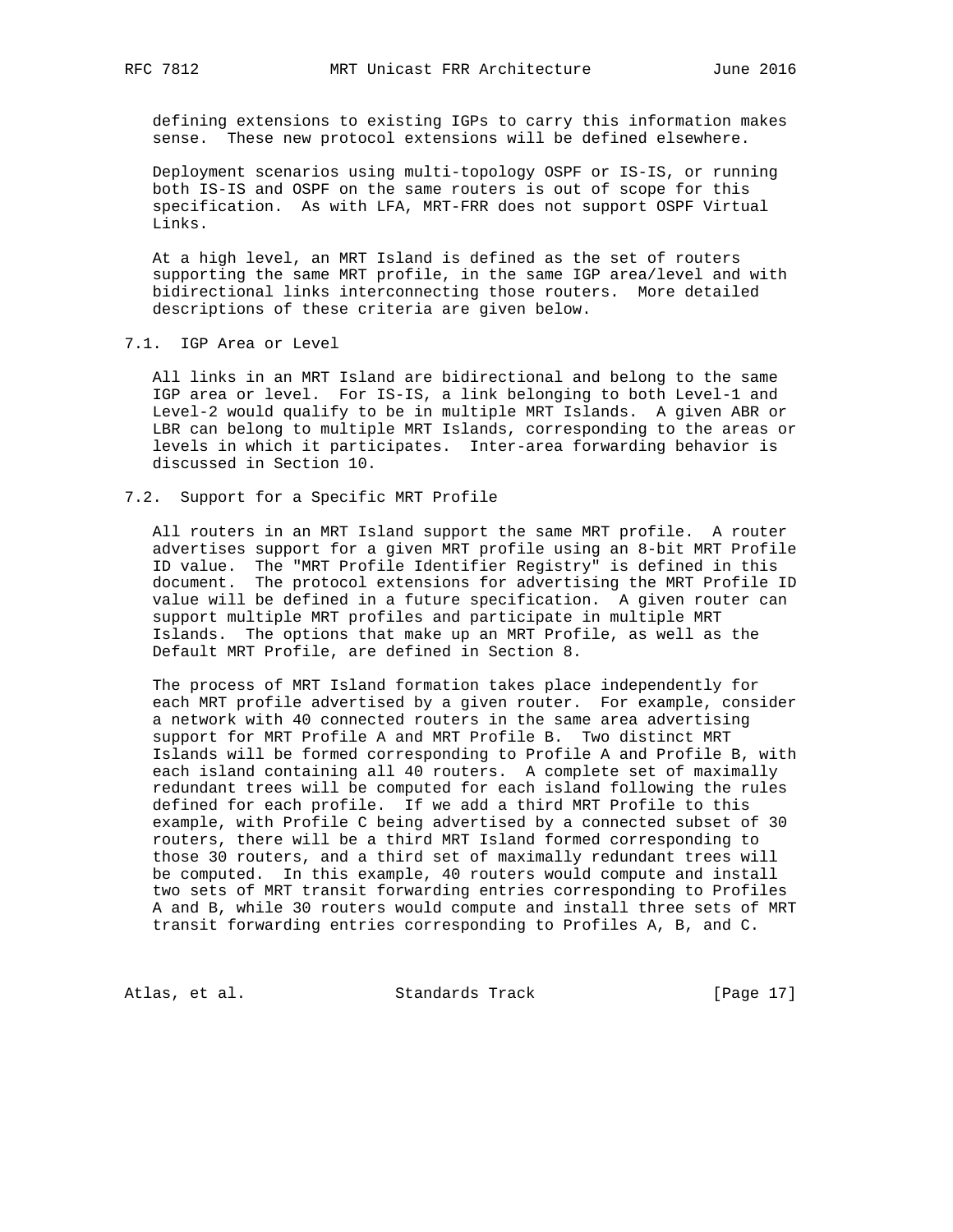defining extensions to existing IGPs to carry this information makes sense. These new protocol extensions will be defined elsewhere.

Deployment scenarios using multi-topology OSPF or IS-IS, or running both IS-IS and OSPF on the same routers is out of scope for this specification. As with LFA, MRT-FRR does not support OSPF Virtual Links.

At a high level, an MRT Island is defined as the set of routers supporting the same MRT profile, in the same IGP area/level and with bidirectional links interconnecting those routers. More detailed descriptions of these criteria are given below.

## 7.1. IGP Area or Level

All links in an MRT Island are bidirectional and belong to the same IGP area or level. For IS-IS, a link belonging to both Level-1 and Level-2 would qualify to be in multiple MRT Islands. A given ABR or LBR can belong to multiple MRT Islands, corresponding to the areas or levels in which it participates. Inter-area forwarding behavior is discussed in Section 10.

## 7.2. Support for a Specific MRT Profile

All routers in an MRT Island support the same MRT profile. A router advertises support for a given MRT profile using an 8-bit MRT Profile ID value. The "MRT Profile Identifier Registry" is defined in this document. The protocol extensions for advertising the MRT Profile ID value will be defined in a future specification. A given router can support multiple MRT profiles and participate in multiple MRT Islands. The options that make up an MRT Profile, as well as the Default MRT Profile, are defined in Section 8.

The process of MRT Island formation takes place independently for each MRT profile advertised by a given router. For example, consider a network with 40 connected routers in the same area advertising support for MRT Profile A and MRT Profile B. Two distinct MRT Islands will be formed corresponding to Profile A and Profile B, with each island containing all 40 routers. A complete set of maximally redundant trees will be computed for each island following the rules defined for each profile. If we add a third MRT Profile to this example, with Profile C being advertised by a connected subset of 30 routers, there will be a third MRT Island formed corresponding to those 30 routers, and a third set of maximally redundant trees will be computed. In this example, 40 routers would compute and install two sets of MRT transit forwarding entries corresponding to Profiles A and B, while 30 routers would compute and install three sets of MRT transit forwarding entries corresponding to Profiles A, B, and C.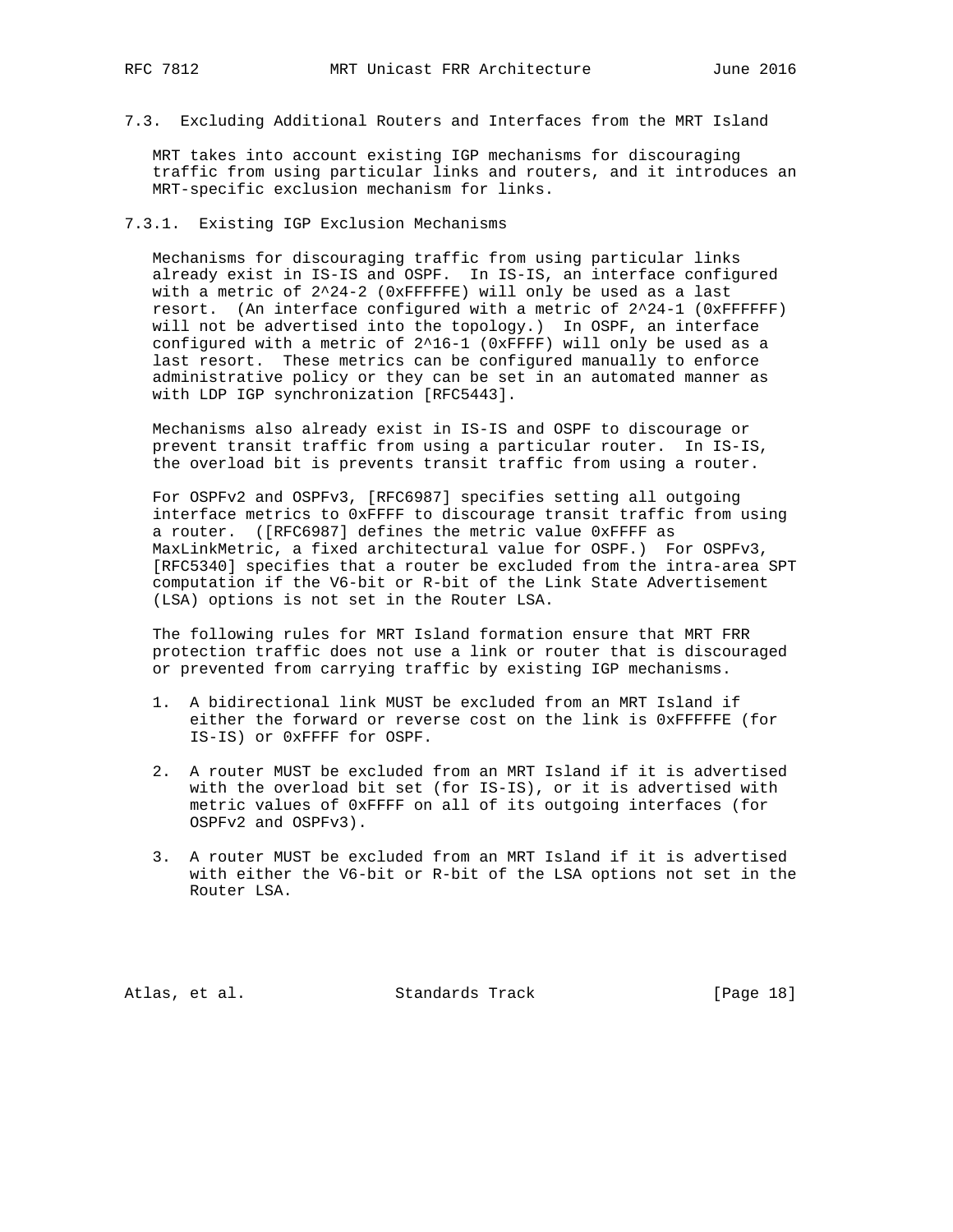### 7.3. Excluding Additional Routers and Interfaces from the MRT Island

MRT takes into account existing IGP mechanisms for discouraging traffic from using particular links and routers, and it introduces an MRT-specific exclusion mechanism for links.

#### 7.3.1. Existing IGP Exclusion Mechanisms

Mechanisms for discouraging traffic from using particular links already exist in IS-IS and OSPF. In IS-IS, an interface configured with a metric of 2^24-2 (0xFFFFFE) will only be used as a last resort. (An interface configured with a metric of 2^24-1 (0xFFFFFF) will not be advertised into the topology.) In OSPF, an interface configured with a metric of 2^16-1 (0xFFFF) will only be used as a last resort. These metrics can be configured manually to enforce administrative policy or they can be set in an automated manner as with LDP IGP synchronization [RFC5443].

Mechanisms also already exist in IS-IS and OSPF to discourage or prevent transit traffic from using a particular router. In IS-IS, the overload bit is prevents transit traffic from using a router.

For OSPFv2 and OSPFv3, [RFC6987] specifies setting all outgoing interface metrics to 0xFFFF to discourage transit traffic from using a router. ([RFC6987] defines the metric value 0xFFFF as MaxLinkMetric, a fixed architectural value for OSPF.) For OSPFv3, [RFC5340] specifies that a router be excluded from the intra-area SPT computation if the V6-bit or R-bit of the Link State Advertisement (LSA) options is not set in the Router LSA.

The following rules for MRT Island formation ensure that MRT FRR protection traffic does not use a link or router that is discouraged or prevented from carrying traffic by existing IGP mechanisms.

1. A bidirectional link MUST be excluded from an MRT Island if either the forward or reverse cost on the link is 0xFFFFFE (for IS-IS) or 0xFFFF for OSPF.

2. A router MUST be excluded from an MRT Island if it is advertised with the overload bit set (for IS-IS), or it is advertised with metric values of 0xFFFF on all of its outgoing interfaces (for OSPFv2 and OSPFv3).

3. A router MUST be excluded from an MRT Island if it is advertised with either the V6-bit or R-bit of the LSA options not set in the Router LSA.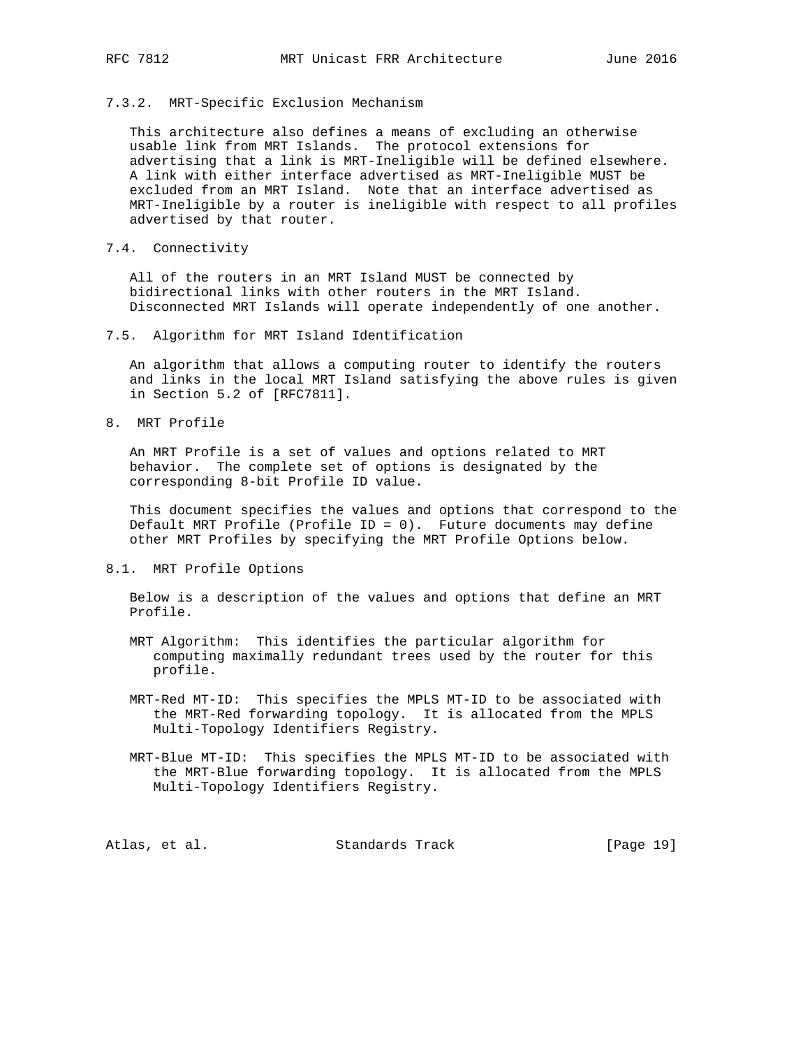#### 7.3.2. MRT-Specific Exclusion Mechanism

This architecture also defines a means of excluding an otherwise usable link from MRT Islands. The protocol extensions for advertising that a link is MRT-Ineligible will be defined elsewhere. A link with either interface advertised as MRT-Ineligible MUST be excluded from an MRT Island. Note that an interface advertised as MRT-Ineligible by a router is ineligible with respect to all profiles advertised by that router.

### 7.4. Connectivity

All of the routers in an MRT Island MUST be connected by bidirectional links with other routers in the MRT Island. Disconnected MRT Islands will operate independently of one another.

### 7.5. Algorithm for MRT Island Identification

An algorithm that allows a computing router to identify the routers and links in the local MRT Island satisfying the above rules is given in Section 5.2 of [RFC7811].

## 8. MRT Profile

An MRT Profile is a set of values and options related to MRT behavior. The complete set of options is designated by the corresponding 8-bit Profile ID value.

This document specifies the values and options that correspond to the Default MRT Profile (Profile ID = 0). Future documents may define other MRT Profiles by specifying the MRT Profile Options below.

### 8.1. MRT Profile Options

Below is a description of the values and options that define an MRT Profile.

MRT Algorithm: This identifies the particular algorithm for computing maximally redundant trees used by the router for this profile.

MRT-Red MT-ID: This specifies the MPLS MT-ID to be associated with the MRT-Red forwarding topology. It is allocated from the MPLS Multi-Topology Identifiers Registry.

MRT-Blue MT-ID: This specifies the MPLS MT-ID to be associated with the MRT-Blue forwarding topology. It is allocated from the MPLS Multi-Topology Identifiers Registry.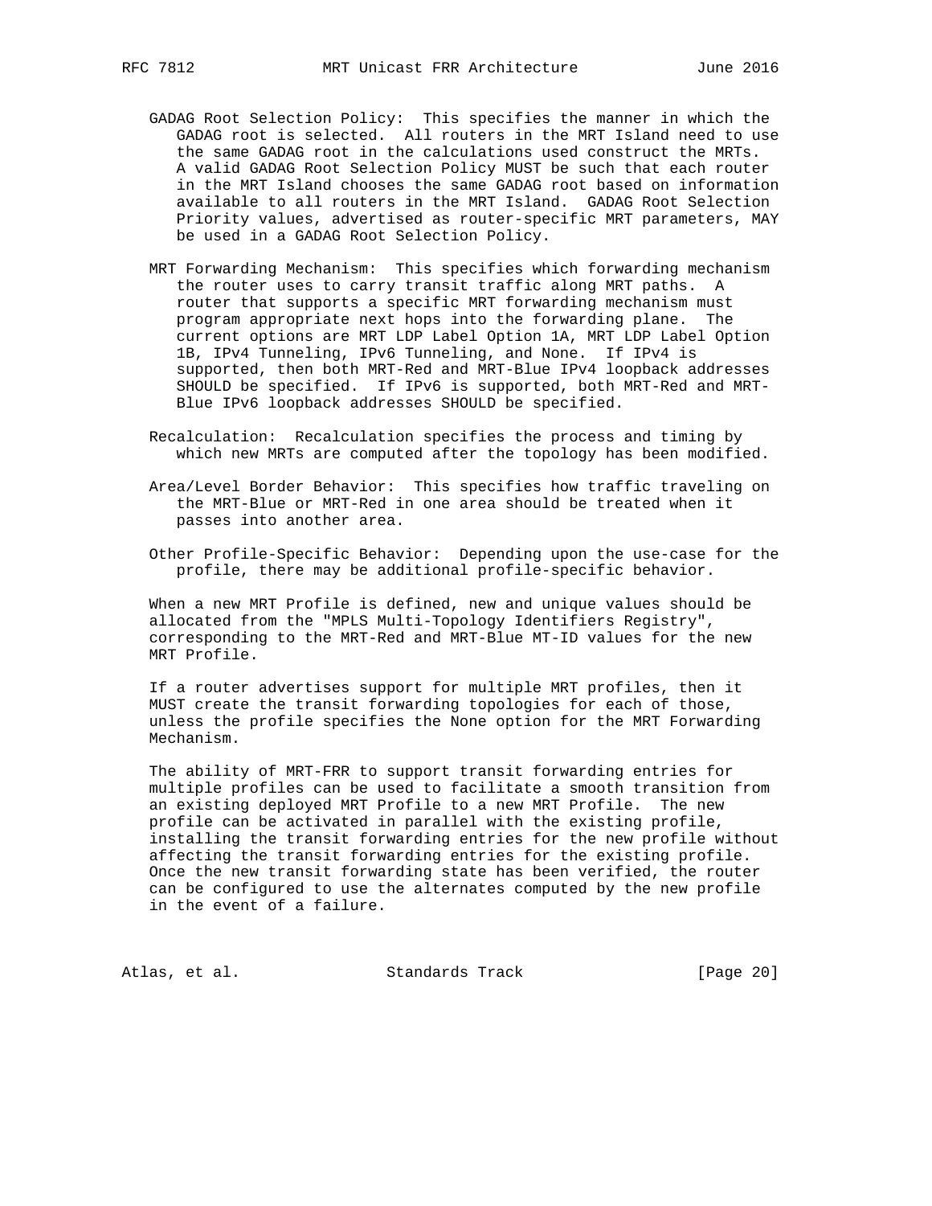GADAG Root Selection Policy: This specifies the manner in which the GADAG root is selected. All routers in the MRT Island need to use the same GADAG root in the calculations used construct the MRTs. A valid GADAG Root Selection Policy MUST be such that each router in the MRT Island chooses the same GADAG root based on information available to all routers in the MRT Island. GADAG Root Selection Priority values, advertised as router-specific MRT parameters, MAY be used in a GADAG Root Selection Policy.

MRT Forwarding Mechanism: This specifies which forwarding mechanism the router uses to carry transit traffic along MRT paths. A router that supports a specific MRT forwarding mechanism must program appropriate next hops into the forwarding plane. The current options are MRT LDP Label Option 1A, MRT LDP Label Option 1B, IPv4 Tunneling, IPv6 Tunneling, and None. If IPv4 is supported, then both MRT-Red and MRT-Blue IPv4 loopback addresses SHOULD be specified. If IPv6 is supported, both MRT-Red and MRT-Blue IPv6 loopback addresses SHOULD be specified.

Recalculation: Recalculation specifies the process and timing by which new MRTs are computed after the topology has been modified.

Area/Level Border Behavior: This specifies how traffic traveling on the MRT-Blue or MRT-Red in one area should be treated when it passes into another area.

Other Profile-Specific Behavior: Depending upon the use-case for the profile, there may be additional profile-specific behavior.

When a new MRT Profile is defined, new and unique values should be allocated from the "MPLS Multi-Topology Identifiers Registry", corresponding to the MRT-Red and MRT-Blue MT-ID values for the new MRT Profile.

If a router advertises support for multiple MRT profiles, then it MUST create the transit forwarding topologies for each of those, unless the profile specifies the None option for the MRT Forwarding Mechanism.

The ability of MRT-FRR to support transit forwarding entries for multiple profiles can be used to facilitate a smooth transition from an existing deployed MRT Profile to a new MRT Profile. The new profile can be activated in parallel with the existing profile, installing the transit forwarding entries for the new profile without affecting the transit forwarding entries for the existing profile. Once the new transit forwarding state has been verified, the router can be configured to use the alternates computed by the new profile in the event of a failure.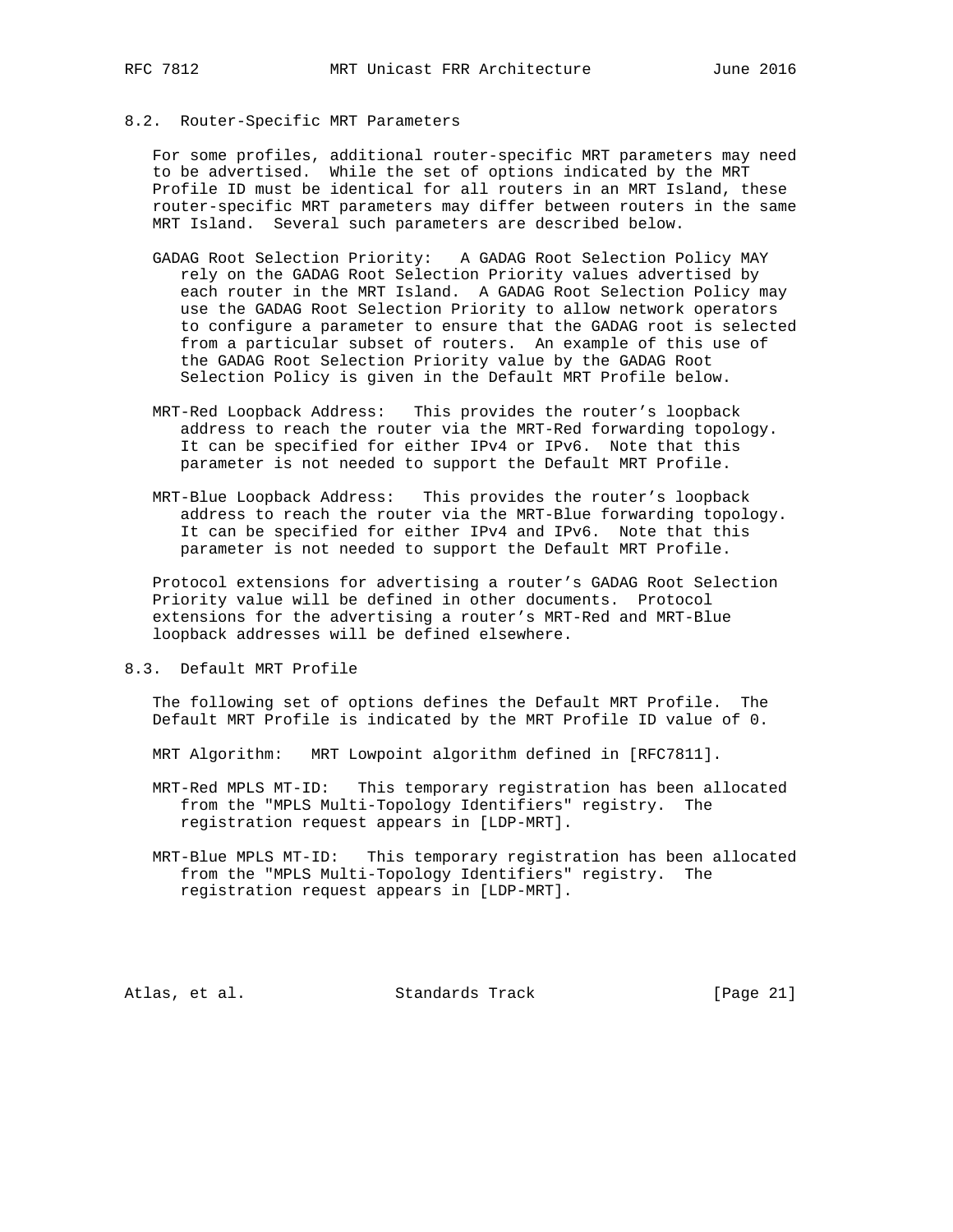### 8.2. Router-Specific MRT Parameters

For some profiles, additional router-specific MRT parameters may need to be advertised. While the set of options indicated by the MRT Profile ID must be identical for all routers in an MRT Island, these router-specific MRT parameters may differ between routers in the same MRT Island. Several such parameters are described below.

GADAG Root Selection Priority: A GADAG Root Selection Policy MAY rely on the GADAG Root Selection Priority values advertised by each router in the MRT Island. A GADAG Root Selection Policy may use the GADAG Root Selection Priority to allow network operators to configure a parameter to ensure that the GADAG root is selected from a particular subset of routers. An example of this use of the GADAG Root Selection Priority value by the GADAG Root Selection Policy is given in the Default MRT Profile below.

MRT-Red Loopback Address: This provides the router's loopback address to reach the router via the MRT-Red forwarding topology. It can be specified for either IPv4 or IPv6. Note that this parameter is not needed to support the Default MRT Profile.

MRT-Blue Loopback Address: This provides the router's loopback address to reach the router via the MRT-Blue forwarding topology. It can be specified for either IPv4 and IPv6. Note that this parameter is not needed to support the Default MRT Profile.

Protocol extensions for advertising a router's GADAG Root Selection Priority value will be defined in other documents. Protocol extensions for the advertising a router's MRT-Red and MRT-Blue loopback addresses will be defined elsewhere.

### 8.3. Default MRT Profile

The following set of options defines the Default MRT Profile. The Default MRT Profile is indicated by the MRT Profile ID value of 0.

MRT Algorithm: MRT Lowpoint algorithm defined in [RFC7811].

MRT-Red MPLS MT-ID: This temporary registration has been allocated from the "MPLS Multi-Topology Identifiers" registry. The registration request appears in [LDP-MRT].

MRT-Blue MPLS MT-ID: This temporary registration has been allocated from the "MPLS Multi-Topology Identifiers" registry. The registration request appears in [LDP-MRT].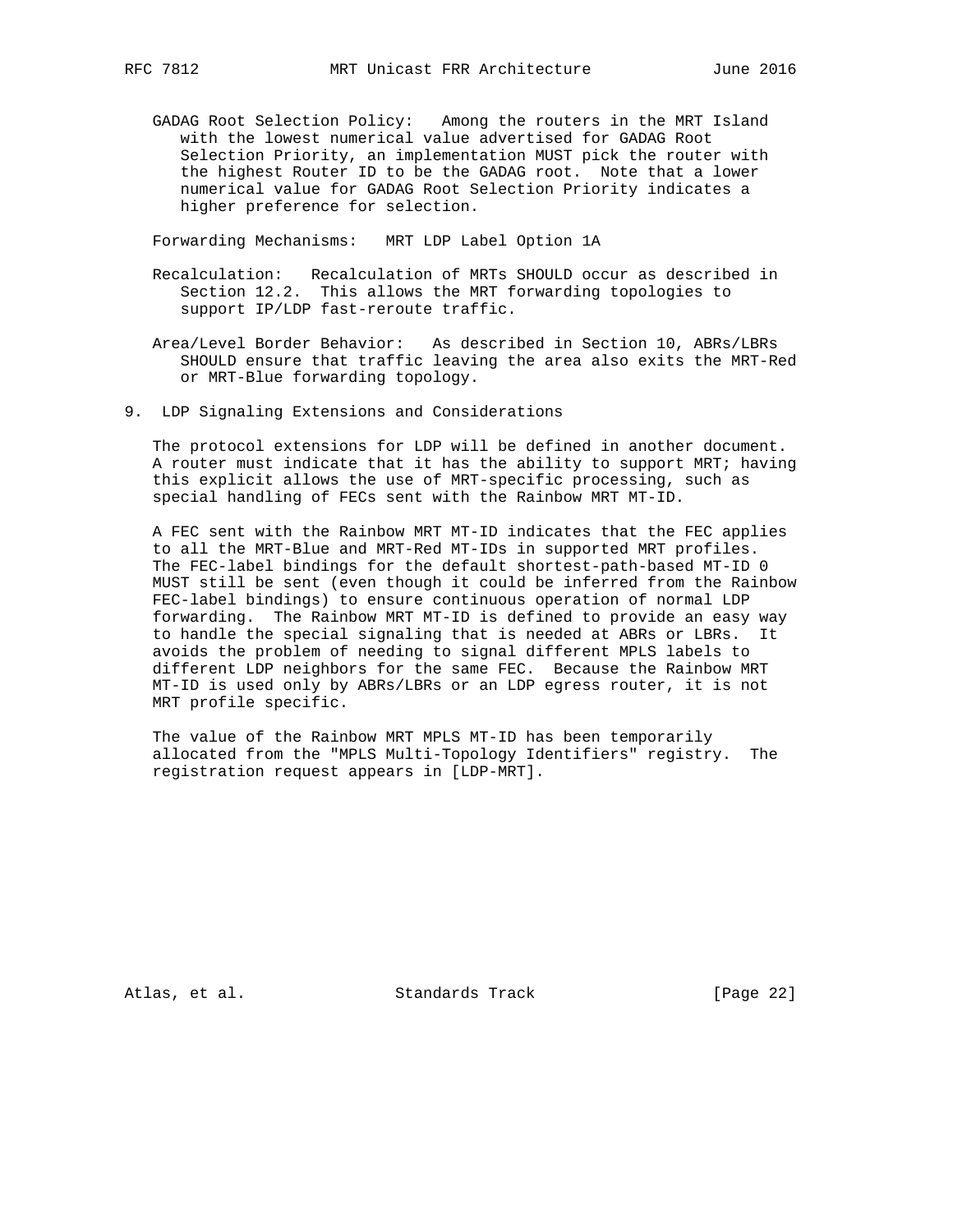GADAG Root Selection Policy: Among the routers in the MRT Island with the lowest numerical value advertised for GADAG Root Selection Priority, an implementation MUST pick the router with the highest Router ID to be the GADAG root. Note that a lower numerical value for GADAG Root Selection Priority indicates a higher preference for selection.

Forwarding Mechanisms: MRT LDP Label Option 1A

Recalculation: Recalculation of MRTs SHOULD occur as described in Section 12.2. This allows the MRT forwarding topologies to support IP/LDP fast-reroute traffic.

Area/Level Border Behavior: As described in Section 10, ABRs/LBRs SHOULD ensure that traffic leaving the area also exits the MRT-Red or MRT-Blue forwarding topology.

## 9. LDP Signaling Extensions and Considerations

The protocol extensions for LDP will be defined in another document. A router must indicate that it has the ability to support MRT; having this explicit allows the use of MRT-specific processing, such as special handling of FECs sent with the Rainbow MRT MT-ID.

A FEC sent with the Rainbow MRT MT-ID indicates that the FEC applies to all the MRT-Blue and MRT-Red MT-IDs in supported MRT profiles. The FEC-label bindings for the default shortest-path-based MT-ID 0 MUST still be sent (even though it could be inferred from the Rainbow FEC-label bindings) to ensure continuous operation of normal LDP forwarding. The Rainbow MRT MT-ID is defined to provide an easy way to handle the special signaling that is needed at ABRs or LBRs. It avoids the problem of needing to signal different MPLS labels to different LDP neighbors for the same FEC. Because the Rainbow MRT MT-ID is used only by ABRs/LBRs or an LDP egress router, it is not MRT profile specific.

The value of the Rainbow MRT MPLS MT-ID has been temporarily allocated from the "MPLS Multi-Topology Identifiers" registry. The registration request appears in [LDP-MRT].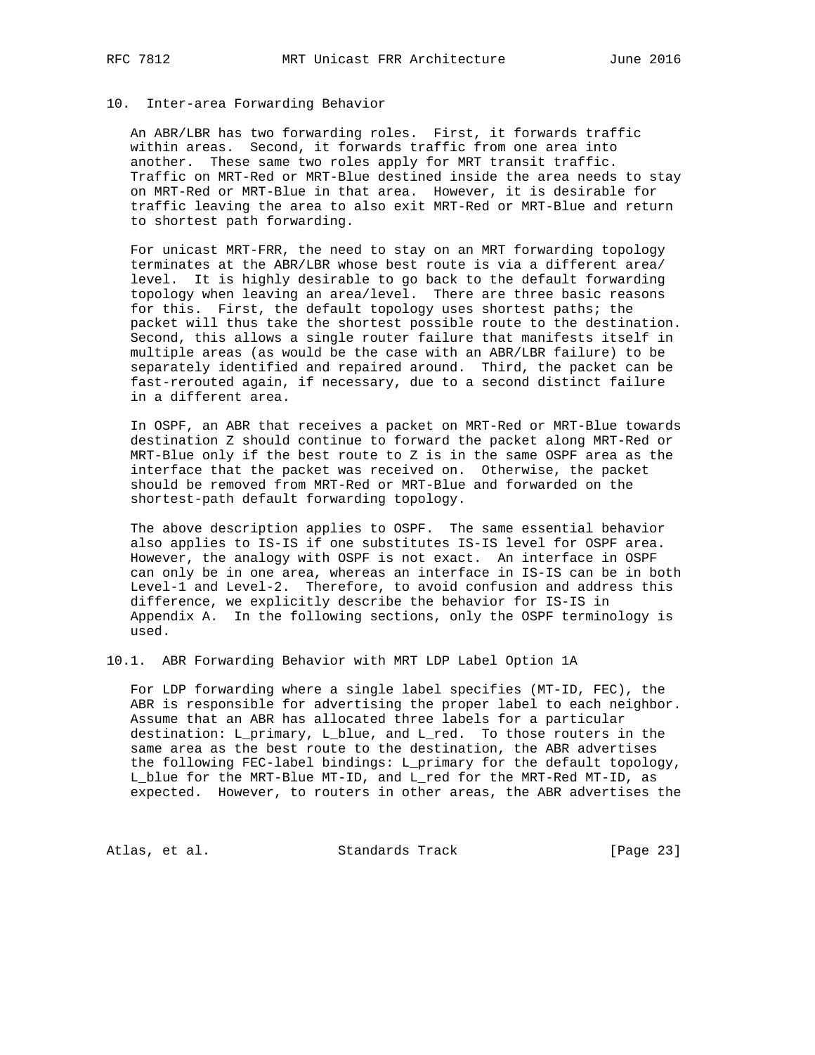## 10. Inter-area Forwarding Behavior

An ABR/LBR has two forwarding roles. First, it forwards traffic within areas. Second, it forwards traffic from one area into another. These same two roles apply for MRT transit traffic. Traffic on MRT-Red or MRT-Blue destined inside the area needs to stay on MRT-Red or MRT-Blue in that area. However, it is desirable for traffic leaving the area to also exit MRT-Red or MRT-Blue and return to shortest path forwarding.

For unicast MRT-FRR, the need to stay on an MRT forwarding topology terminates at the ABR/LBR whose best route is via a different area/level. It is highly desirable to go back to the default forwarding topology when leaving an area/level. There are three basic reasons for this. First, the default topology uses shortest paths; the packet will thus take the shortest possible route to the destination. Second, this allows a single router failure that manifests itself in multiple areas (as would be the case with an ABR/LBR failure) to be separately identified and repaired around. Third, the packet can be fast-rerouted again, if necessary, due to a second distinct failure in a different area.

In OSPF, an ABR that receives a packet on MRT-Red or MRT-Blue towards destination Z should continue to forward the packet along MRT-Red or MRT-Blue only if the best route to Z is in the same OSPF area as the interface that the packet was received on. Otherwise, the packet should be removed from MRT-Red or MRT-Blue and forwarded on the shortest-path default forwarding topology.

The above description applies to OSPF. The same essential behavior also applies to IS-IS if one substitutes IS-IS level for OSPF area. However, the analogy with OSPF is not exact. An interface in OSPF can only be in one area, whereas an interface in IS-IS can be in both Level-1 and Level-2. Therefore, to avoid confusion and address this difference, we explicitly describe the behavior for IS-IS in Appendix A. In the following sections, only the OSPF terminology is used.

### 10.1. ABR Forwarding Behavior with MRT LDP Label Option 1A

For LDP forwarding where a single label specifies (MT-ID, FEC), the ABR is responsible for advertising the proper label to each neighbor. Assume that an ABR has allocated three labels for a particular destination: L_primary, L_blue, and L_red. To those routers in the same area as the best route to the destination, the ABR advertises the following FEC-label bindings: L_primary for the default topology, L_blue for the MRT-Blue MT-ID, and L_red for the MRT-Red MT-ID, as expected. However, to routers in other areas, the ABR advertises the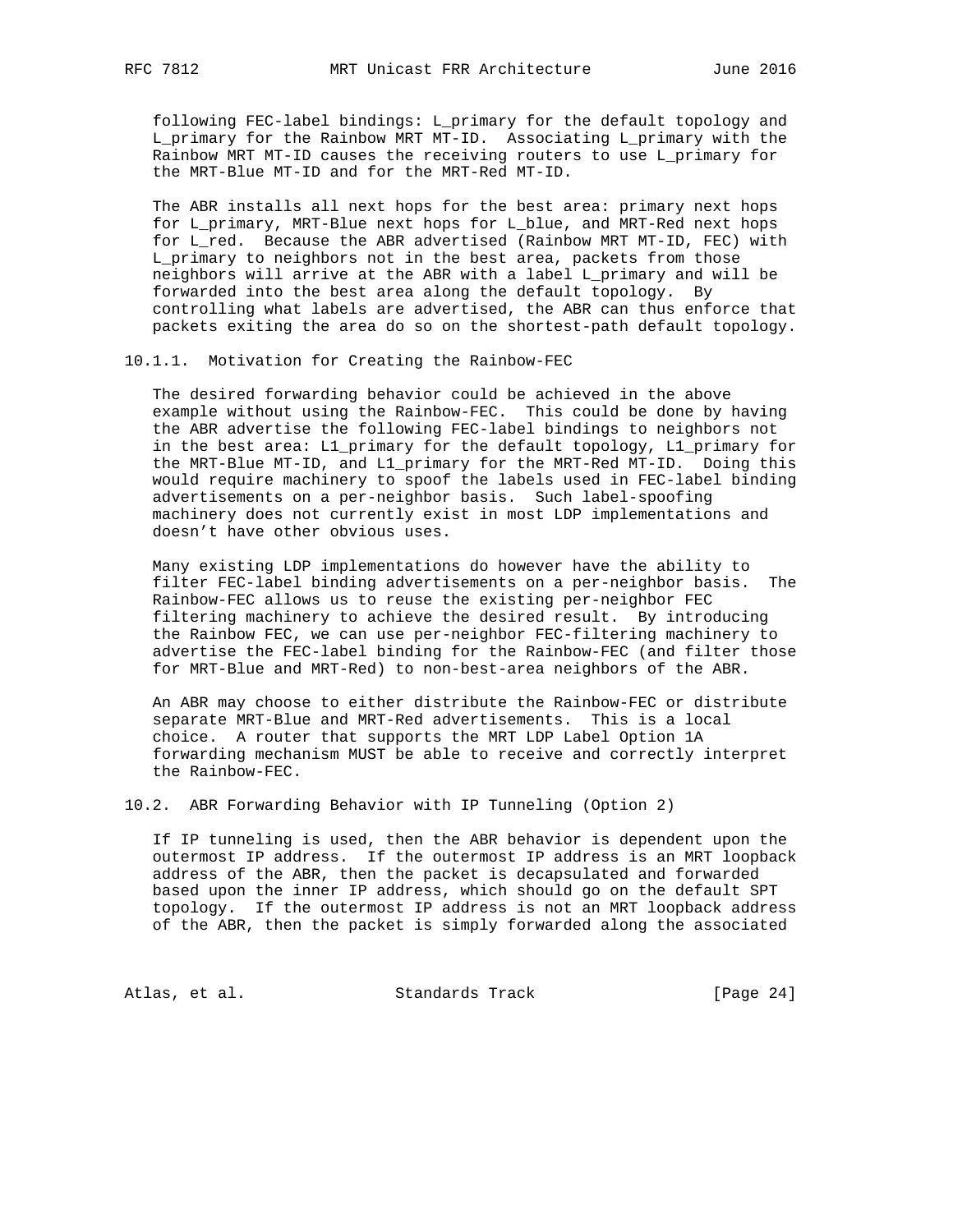following FEC-label bindings: L_primary for the default topology and L_primary for the Rainbow MRT MT-ID. Associating L_primary with the Rainbow MRT MT-ID causes the receiving routers to use L_primary for the MRT-Blue MT-ID and for the MRT-Red MT-ID.

The ABR installs all next hops for the best area: primary next hops for L_primary, MRT-Blue next hops for L_blue, and MRT-Red next hops for L_red. Because the ABR advertised (Rainbow MRT MT-ID, FEC) with L_primary to neighbors not in the best area, packets from those neighbors will arrive at the ABR with a label L_primary and will be forwarded into the best area along the default topology. By controlling what labels are advertised, the ABR can thus enforce that packets exiting the area do so on the shortest-path default topology.

#### 10.1.1. Motivation for Creating the Rainbow-FEC

The desired forwarding behavior could be achieved in the above example without using the Rainbow-FEC. This could be done by having the ABR advertise the following FEC-label bindings to neighbors not in the best area: L1_primary for the default topology, L1_primary for the MRT-Blue MT-ID, and L1_primary for the MRT-Red MT-ID. Doing this would require machinery to spoof the labels used in FEC-label binding advertisements on a per-neighbor basis. Such label-spoofing machinery does not currently exist in most LDP implementations and doesn't have other obvious uses.

Many existing LDP implementations do however have the ability to filter FEC-label binding advertisements on a per-neighbor basis. The Rainbow-FEC allows us to reuse the existing per-neighbor FEC filtering machinery to achieve the desired result. By introducing the Rainbow FEC, we can use per-neighbor FEC-filtering machinery to advertise the FEC-label binding for the Rainbow-FEC (and filter those for MRT-Blue and MRT-Red) to non-best-area neighbors of the ABR.

An ABR may choose to either distribute the Rainbow-FEC or distribute separate MRT-Blue and MRT-Red advertisements. This is a local choice. A router that supports the MRT LDP Label Option 1A forwarding mechanism MUST be able to receive and correctly interpret the Rainbow-FEC.

### 10.2. ABR Forwarding Behavior with IP Tunneling (Option 2)

If IP tunneling is used, then the ABR behavior is dependent upon the outermost IP address. If the outermost IP address is an MRT loopback address of the ABR, then the packet is decapsulated and forwarded based upon the inner IP address, which should go on the default SPT topology. If the outermost IP address is not an MRT loopback address of the ABR, then the packet is simply forwarded along the associated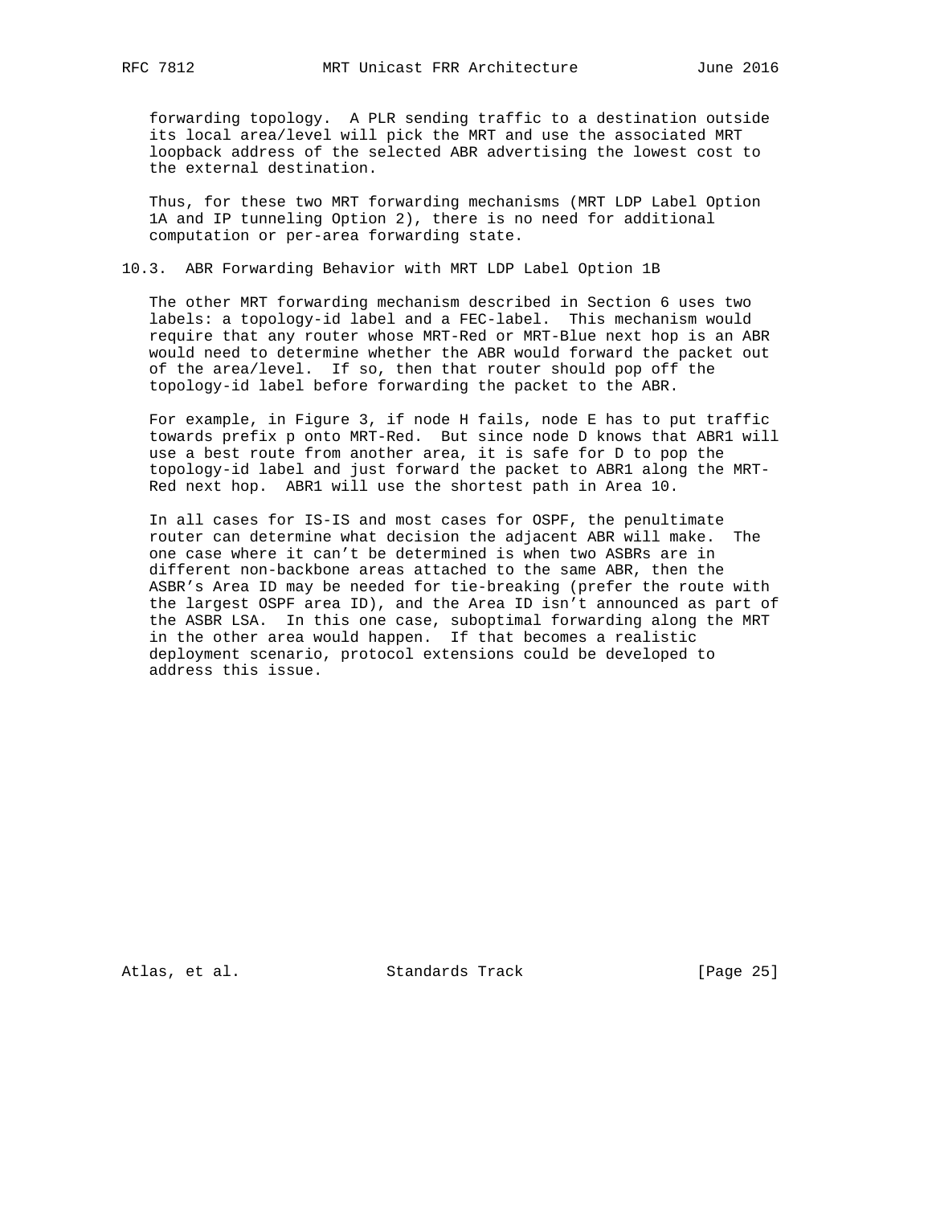forwarding topology. A PLR sending traffic to a destination outside its local area/level will pick the MRT and use the associated MRT loopback address of the selected ABR advertising the lowest cost to the external destination.

Thus, for these two MRT forwarding mechanisms (MRT LDP Label Option 1A and IP tunneling Option 2), there is no need for additional computation or per-area forwarding state.

### 10.3. ABR Forwarding Behavior with MRT LDP Label Option 1B

The other MRT forwarding mechanism described in Section 6 uses two labels: a topology-id label and a FEC-label. This mechanism would require that any router whose MRT-Red or MRT-Blue next hop is an ABR would need to determine whether the ABR would forward the packet out of the area/level. If so, then that router should pop off the topology-id label before forwarding the packet to the ABR.

For example, in Figure 3, if node H fails, node E has to put traffic towards prefix p onto MRT-Red. But since node D knows that ABR1 will use a best route from another area, it is safe for D to pop the topology-id label and just forward the packet to ABR1 along the MRT-Red next hop. ABR1 will use the shortest path in Area 10.

In all cases for IS-IS and most cases for OSPF, the penultimate router can determine what decision the adjacent ABR will make. The one case where it can't be determined is when two ASBRs are in different non-backbone areas attached to the same ABR, then the ASBR's Area ID may be needed for tie-breaking (prefer the route with the largest OSPF area ID), and the Area ID isn't announced as part of the ASBR LSA. In this one case, suboptimal forwarding along the MRT in the other area would happen. If that becomes a realistic deployment scenario, protocol extensions could be developed to address this issue.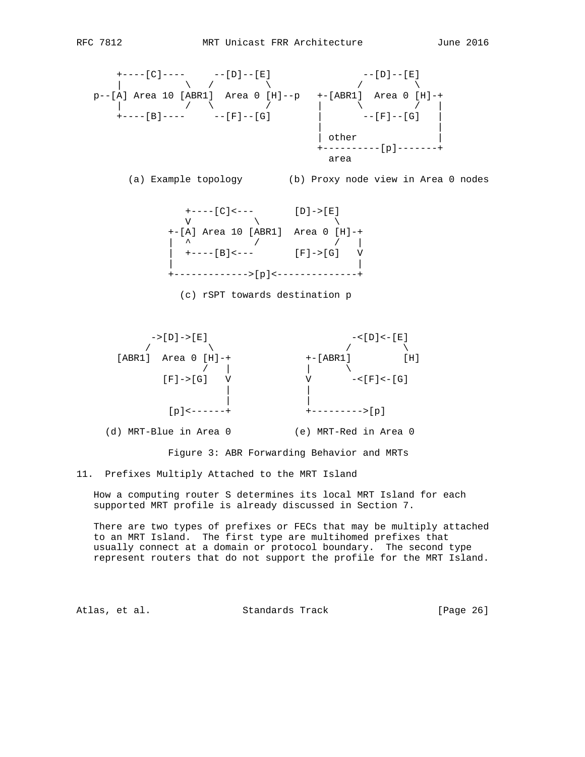```
      +----[C]----     --[D]--[E]               --[D]--[E]
      |           \   /         \              /         \
   p--[A] Area 10 [ABR1]  Area 0 [H]--p   +-[ABR1]  Area 0 [H]-+
      |           /   \         /         |      \          /   |
      +----[B]----     --[F]--[G]         |       --[F]--[G]   |
                                          |                    |
                                          | other              |
                                          +----------[p]-------+
                                            area

         (a) Example topology        (b) Proxy node view in Area 0 nodes


                  +----[C]<---       [D]->[E]
                  V           \           \
                +-[A] Area 10 [ABR1]  Area 0 [H]-+
                |  ^          /           /   |
                |  +----[B]<---       [F]->[G]   V
                |                                |
                +------------->[p]<--------------+

                  (c) rSPT towards destination p



            ->[D]->[E]                         -<[D]<-[E]
           /         \                        /         \
       [ABR1]  Area 0 [H]-+             +-[ABR1]         [H]
                     /   |              |      \
             [F]->[G]   V              V       -<[F]<-[G]
                         |              |
                         |              |
              [p]<------+              +--------->[p]

       (d) MRT-Blue in Area 0          (e) MRT-Red in Area 0

                  Figure 3: ABR Forwarding Behavior and MRTs
```

## 11. Prefixes Multiply Attached to the MRT Island

How a computing router S determines its local MRT Island for each supported MRT profile is already discussed in Section 7.

There are two types of prefixes or FECs that may be multiply attached to an MRT Island. The first type are multihomed prefixes that usually connect at a domain or protocol boundary. The second type represent routers that do not support the profile for the MRT Island.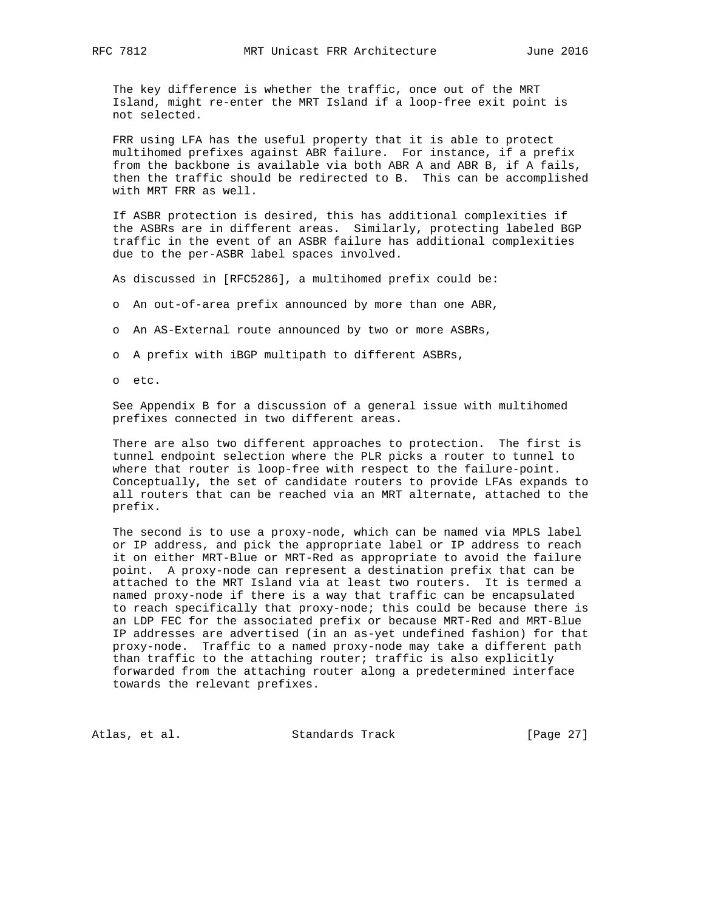The key difference is whether the traffic, once out of the MRT Island, might re-enter the MRT Island if a loop-free exit point is not selected.

FRR using LFA has the useful property that it is able to protect multihomed prefixes against ABR failure. For instance, if a prefix from the backbone is available via both ABR A and ABR B, if A fails, then the traffic should be redirected to B. This can be accomplished with MRT FRR as well.

If ASBR protection is desired, this has additional complexities if the ASBRs are in different areas. Similarly, protecting labeled BGP traffic in the event of an ASBR failure has additional complexities due to the per-ASBR label spaces involved.

As discussed in [RFC5286], a multihomed prefix could be:

- An out-of-area prefix announced by more than one ABR,
- An AS-External route announced by two or more ASBRs,
- A prefix with iBGP multipath to different ASBRs,
- etc.

See Appendix B for a discussion of a general issue with multihomed prefixes connected in two different areas.

There are also two different approaches to protection. The first is tunnel endpoint selection where the PLR picks a router to tunnel to where that router is loop-free with respect to the failure-point. Conceptually, the set of candidate routers to provide LFAs expands to all routers that can be reached via an MRT alternate, attached to the prefix.

The second is to use a proxy-node, which can be named via MPLS label or IP address, and pick the appropriate label or IP address to reach it on either MRT-Blue or MRT-Red as appropriate to avoid the failure point. A proxy-node can represent a destination prefix that can be attached to the MRT Island via at least two routers. It is termed a named proxy-node if there is a way that traffic can be encapsulated to reach specifically that proxy-node; this could be because there is an LDP FEC for the associated prefix or because MRT-Red and MRT-Blue IP addresses are advertised (in an as-yet undefined fashion) for that proxy-node. Traffic to a named proxy-node may take a different path than traffic to the attaching router; traffic is also explicitly forwarded from the attaching router along a predetermined interface towards the relevant prefixes.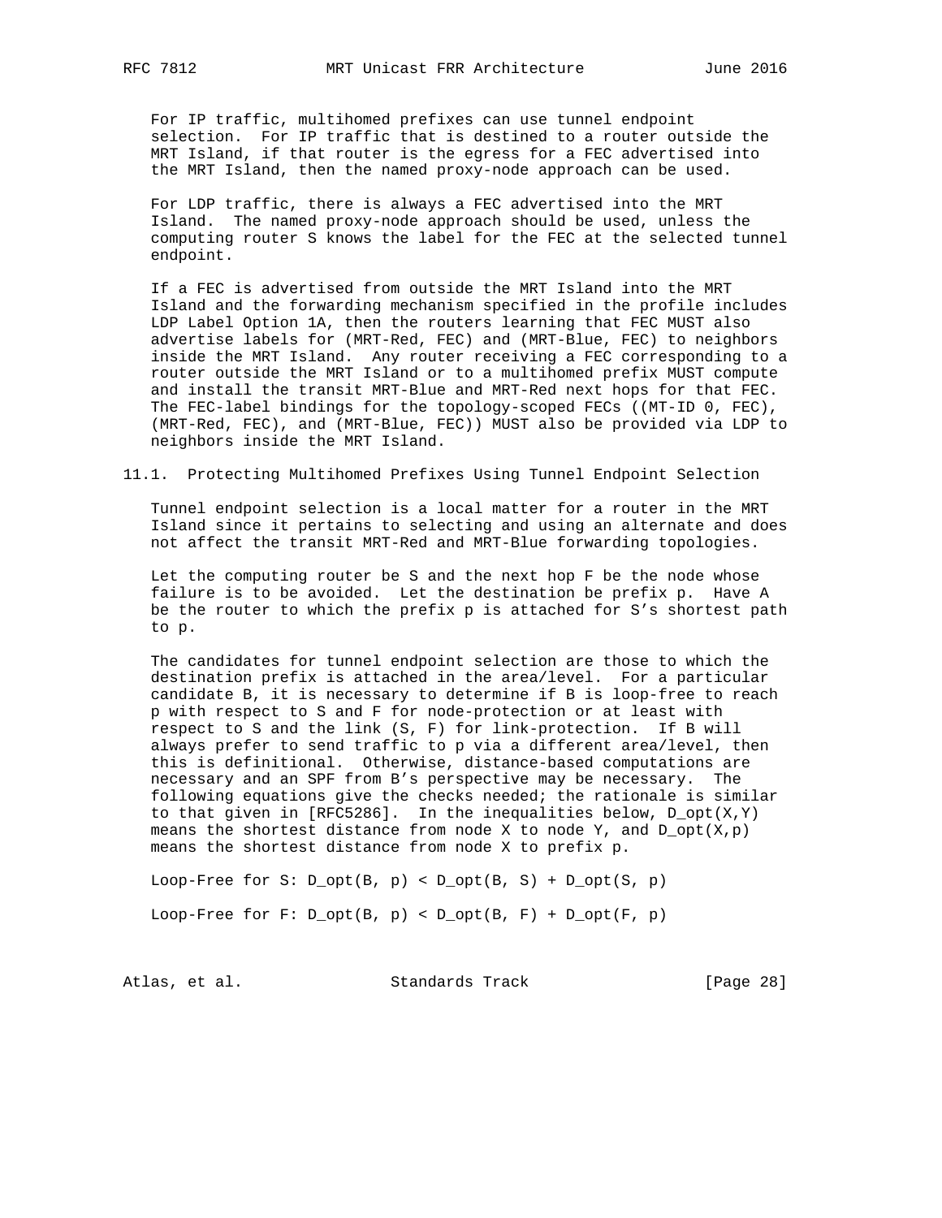For IP traffic, multihomed prefixes can use tunnel endpoint selection. For IP traffic that is destined to a router outside the MRT Island, if that router is the egress for a FEC advertised into the MRT Island, then the named proxy-node approach can be used.

For LDP traffic, there is always a FEC advertised into the MRT Island. The named proxy-node approach should be used, unless the computing router S knows the label for the FEC at the selected tunnel endpoint.

If a FEC is advertised from outside the MRT Island into the MRT Island and the forwarding mechanism specified in the profile includes LDP Label Option 1A, then the routers learning that FEC MUST also advertise labels for (MRT-Red, FEC) and (MRT-Blue, FEC) to neighbors inside the MRT Island. Any router receiving a FEC corresponding to a router outside the MRT Island or to a multihomed prefix MUST compute and install the transit MRT-Blue and MRT-Red next hops for that FEC. The FEC-label bindings for the topology-scoped FECs ((MT-ID 0, FEC), (MRT-Red, FEC), and (MRT-Blue, FEC)) MUST also be provided via LDP to neighbors inside the MRT Island.

## 11.1. Protecting Multihomed Prefixes Using Tunnel Endpoint Selection

Tunnel endpoint selection is a local matter for a router in the MRT Island since it pertains to selecting and using an alternate and does not affect the transit MRT-Red and MRT-Blue forwarding topologies.

Let the computing router be S and the next hop F be the node whose failure is to be avoided. Let the destination be prefix p. Have A be the router to which the prefix p is attached for S's shortest path to p.

The candidates for tunnel endpoint selection are those to which the destination prefix is attached in the area/level. For a particular candidate B, it is necessary to determine if B is loop-free to reach p with respect to S and F for node-protection or at least with respect to S and the link (S, F) for link-protection. If B will always prefer to send traffic to p via a different area/level, then this is definitional. Otherwise, distance-based computations are necessary and an SPF from B's perspective may be necessary. The following equations give the checks needed; the rationale is similar to that given in [RFC5286]. In the inequalities below, D_opt(X,Y) means the shortest distance from node X to node Y, and D_opt(X,p) means the shortest distance from node X to prefix p.

```
Loop-Free for S: D_opt(B, p) < D_opt(B, S) + D_opt(S, p)

Loop-Free for F: D_opt(B, p) < D_opt(B, F) + D_opt(F, p)
```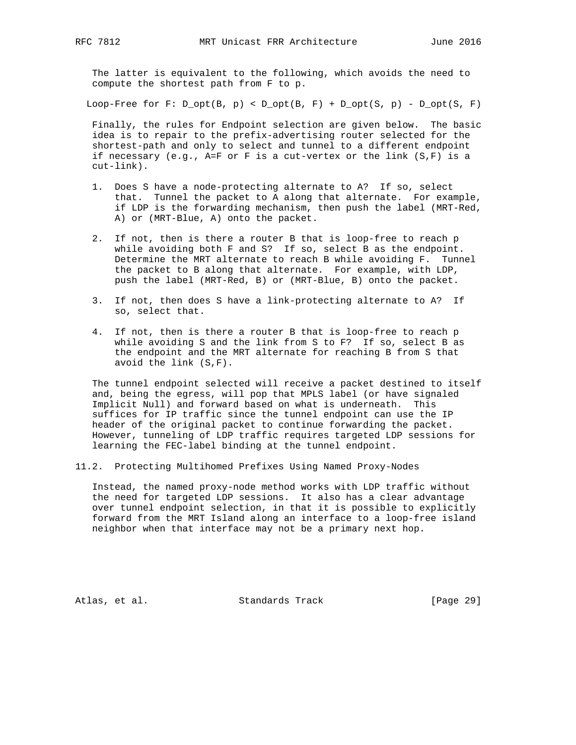The latter is equivalent to the following, which avoids the need to compute the shortest path from F to p.

Loop-Free for F: $D\_opt(B, p) < D\_opt(B, F) + D\_opt(S, p) - D\_opt(S, F)$

Finally, the rules for Endpoint selection are given below. The basic idea is to repair to the prefix-advertising router selected for the shortest-path and only to select and tunnel to a different endpoint if necessary (e.g., A=F or F is a cut-vertex or the link (S,F) is a cut-link).

1. Does S have a node-protecting alternate to A? If so, select that. Tunnel the packet to A along that alternate. For example, if LDP is the forwarding mechanism, then push the label (MRT-Red, A) or (MRT-Blue, A) onto the packet.

2. If not, then is there a router B that is loop-free to reach p while avoiding both F and S? If so, select B as the endpoint. Determine the MRT alternate to reach B while avoiding F. Tunnel the packet to B along that alternate. For example, with LDP, push the label (MRT-Red, B) or (MRT-Blue, B) onto the packet.

3. If not, then does S have a link-protecting alternate to A? If so, select that.

4. If not, then is there a router B that is loop-free to reach p while avoiding S and the link from S to F? If so, select B as the endpoint and the MRT alternate for reaching B from S that avoid the link (S,F).

The tunnel endpoint selected will receive a packet destined to itself and, being the egress, will pop that MPLS label (or have signaled Implicit Null) and forward based on what is underneath. This suffices for IP traffic since the tunnel endpoint can use the IP header of the original packet to continue forwarding the packet. However, tunneling of LDP traffic requires targeted LDP sessions for learning the FEC-label binding at the tunnel endpoint.

## 11.2. Protecting Multihomed Prefixes Using Named Proxy-Nodes

Instead, the named proxy-node method works with LDP traffic without the need for targeted LDP sessions. It also has a clear advantage over tunnel endpoint selection, in that it is possible to explicitly forward from the MRT Island along an interface to a loop-free island neighbor when that interface may not be a primary next hop.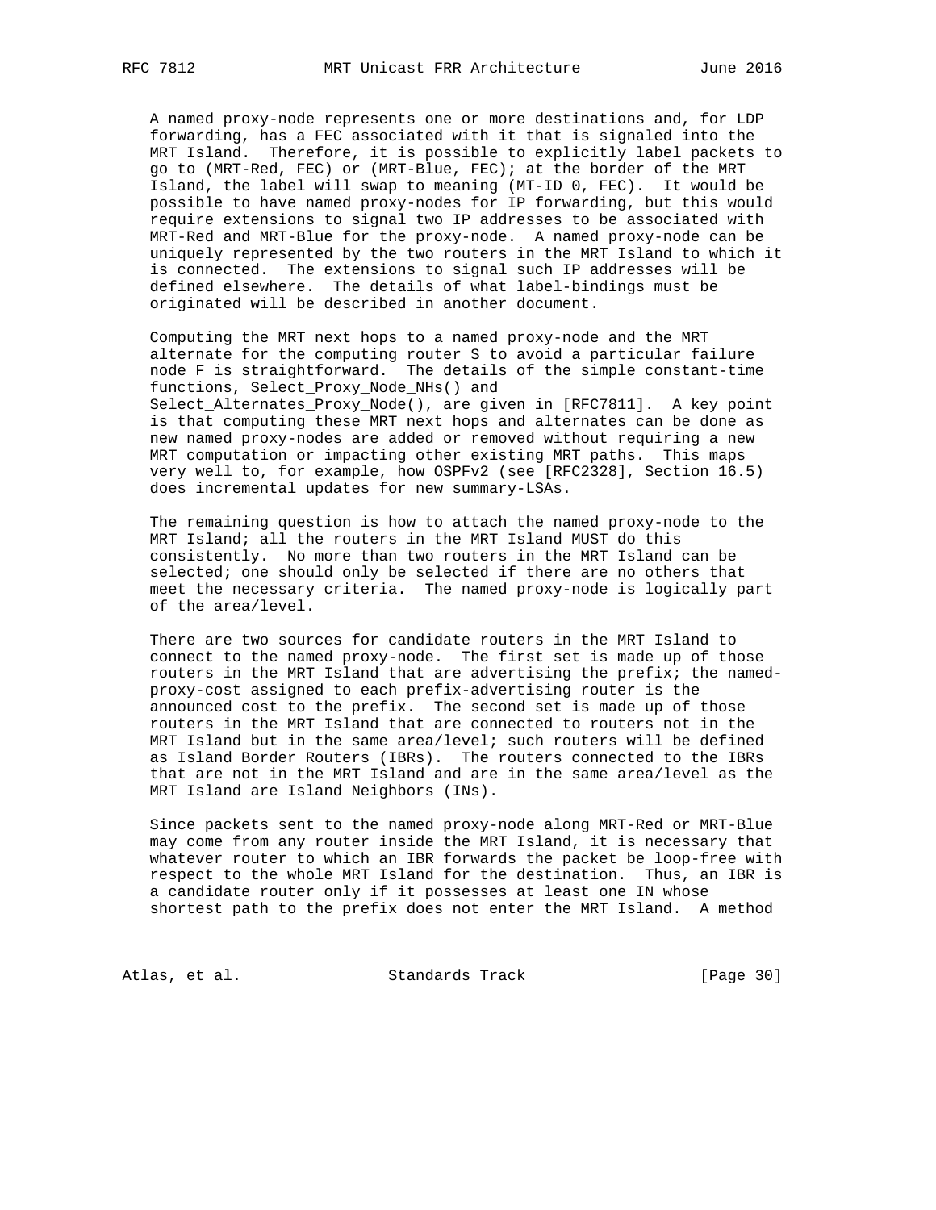A named proxy-node represents one or more destinations and, for LDP forwarding, has a FEC associated with it that is signaled into the MRT Island. Therefore, it is possible to explicitly label packets to go to (MRT-Red, FEC) or (MRT-Blue, FEC); at the border of the MRT Island, the label will swap to meaning (MT-ID 0, FEC). It would be possible to have named proxy-nodes for IP forwarding, but this would require extensions to signal two IP addresses to be associated with MRT-Red and MRT-Blue for the proxy-node. A named proxy-node can be uniquely represented by the two routers in the MRT Island to which it is connected. The extensions to signal such IP addresses will be defined elsewhere. The details of what label-bindings must be originated will be described in another document.

Computing the MRT next hops to a named proxy-node and the MRT alternate for the computing router S to avoid a particular failure node F is straightforward. The details of the simple constant-time functions, Select_Proxy_Node_NHs() and Select_Alternates_Proxy_Node(), are given in [RFC7811]. A key point is that computing these MRT next hops and alternates can be done as new named proxy-nodes are added or removed without requiring a new MRT computation or impacting other existing MRT paths. This maps very well to, for example, how OSPFv2 (see [RFC2328], Section 16.5) does incremental updates for new summary-LSAs.

The remaining question is how to attach the named proxy-node to the MRT Island; all the routers in the MRT Island MUST do this consistently. No more than two routers in the MRT Island can be selected; one should only be selected if there are no others that meet the necessary criteria. The named proxy-node is logically part of the area/level.

There are two sources for candidate routers in the MRT Island to connect to the named proxy-node. The first set is made up of those routers in the MRT Island that are advertising the prefix; the named-proxy-cost assigned to each prefix-advertising router is the announced cost to the prefix. The second set is made up of those routers in the MRT Island that are connected to routers not in the MRT Island but in the same area/level; such routers will be defined as Island Border Routers (IBRs). The routers connected to the IBRs that are not in the MRT Island and are in the same area/level as the MRT Island are Island Neighbors (INs).

Since packets sent to the named proxy-node along MRT-Red or MRT-Blue may come from any router inside the MRT Island, it is necessary that whatever router to which an IBR forwards the packet be loop-free with respect to the whole MRT Island for the destination. Thus, an IBR is a candidate router only if it possesses at least one IN whose shortest path to the prefix does not enter the MRT Island. A method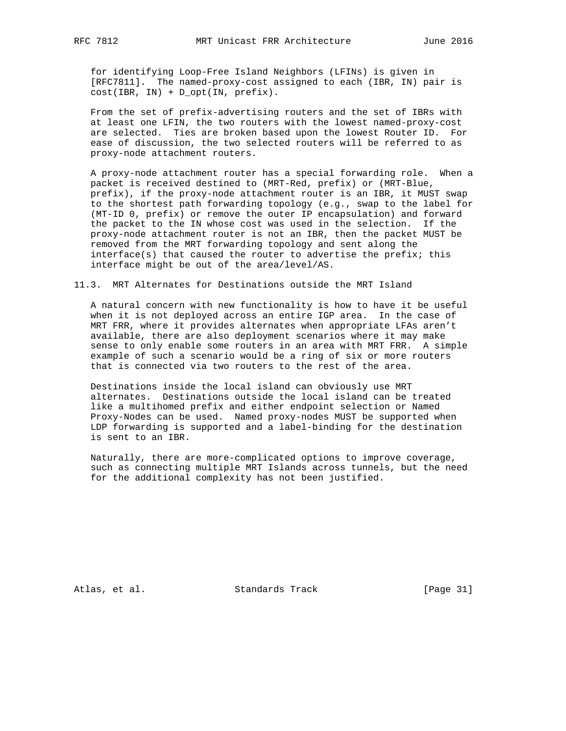for identifying Loop-Free Island Neighbors (LFINs) is given in [RFC7811]. The named-proxy-cost assigned to each (IBR, IN) pair is cost(IBR, IN) + D_opt(IN, prefix).

From the set of prefix-advertising routers and the set of IBRs with at least one LFIN, the two routers with the lowest named-proxy-cost are selected. Ties are broken based upon the lowest Router ID. For ease of discussion, the two selected routers will be referred to as proxy-node attachment routers.

A proxy-node attachment router has a special forwarding role. When a packet is received destined to (MRT-Red, prefix) or (MRT-Blue, prefix), if the proxy-node attachment router is an IBR, it MUST swap to the shortest path forwarding topology (e.g., swap to the label for (MT-ID 0, prefix) or remove the outer IP encapsulation) and forward the packet to the IN whose cost was used in the selection. If the proxy-node attachment router is not an IBR, then the packet MUST be removed from the MRT forwarding topology and sent along the interface(s) that caused the router to advertise the prefix; this interface might be out of the area/level/AS.

### 11.3. MRT Alternates for Destinations outside the MRT Island

A natural concern with new functionality is how to have it be useful when it is not deployed across an entire IGP area. In the case of MRT FRR, where it provides alternates when appropriate LFAs aren't available, there are also deployment scenarios where it may make sense to only enable some routers in an area with MRT FRR. A simple example of such a scenario would be a ring of six or more routers that is connected via two routers to the rest of the area.

Destinations inside the local island can obviously use MRT alternates. Destinations outside the local island can be treated like a multihomed prefix and either endpoint selection or Named Proxy-Nodes can be used. Named proxy-nodes MUST be supported when LDP forwarding is supported and a label-binding for the destination is sent to an IBR.

Naturally, there are more-complicated options to improve coverage, such as connecting multiple MRT Islands across tunnels, but the need for the additional complexity has not been justified.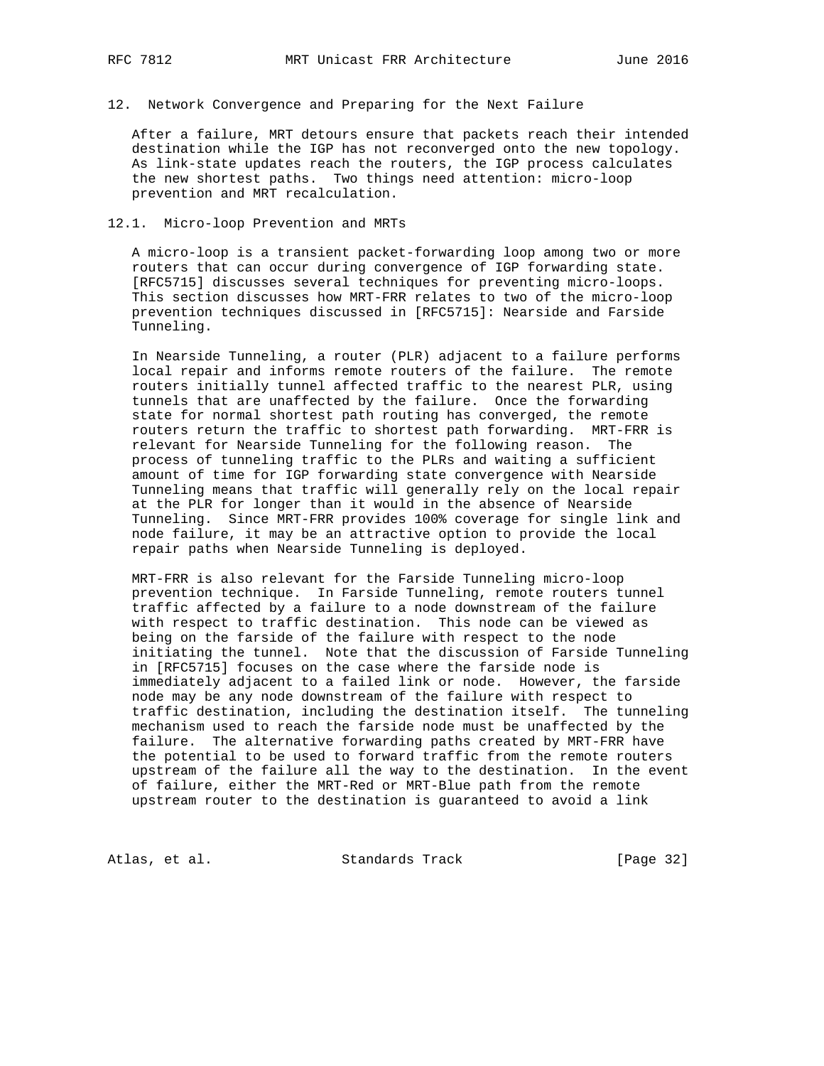## 12. Network Convergence and Preparing for the Next Failure

After a failure, MRT detours ensure that packets reach their intended destination while the IGP has not reconverged onto the new topology. As link-state updates reach the routers, the IGP process calculates the new shortest paths. Two things need attention: micro-loop prevention and MRT recalculation.

### 12.1. Micro-loop Prevention and MRTs

A micro-loop is a transient packet-forwarding loop among two or more routers that can occur during convergence of IGP forwarding state. [RFC5715] discusses several techniques for preventing micro-loops. This section discusses how MRT-FRR relates to two of the micro-loop prevention techniques discussed in [RFC5715]: Nearside and Farside Tunneling.

In Nearside Tunneling, a router (PLR) adjacent to a failure performs local repair and informs remote routers of the failure. The remote routers initially tunnel affected traffic to the nearest PLR, using tunnels that are unaffected by the failure. Once the forwarding state for normal shortest path routing has converged, the remote routers return the traffic to shortest path forwarding. MRT-FRR is relevant for Nearside Tunneling for the following reason. The process of tunneling traffic to the PLRs and waiting a sufficient amount of time for IGP forwarding state convergence with Nearside Tunneling means that traffic will generally rely on the local repair at the PLR for longer than it would in the absence of Nearside Tunneling. Since MRT-FRR provides 100% coverage for single link and node failure, it may be an attractive option to provide the local repair paths when Nearside Tunneling is deployed.

MRT-FRR is also relevant for the Farside Tunneling micro-loop prevention technique. In Farside Tunneling, remote routers tunnel traffic affected by a failure to a node downstream of the failure with respect to traffic destination. This node can be viewed as being on the farside of the failure with respect to the node initiating the tunnel. Note that the discussion of Farside Tunneling in [RFC5715] focuses on the case where the farside node is immediately adjacent to a failed link or node. However, the farside node may be any node downstream of the failure with respect to traffic destination, including the destination itself. The tunneling mechanism used to reach the farside node must be unaffected by the failure. The alternative forwarding paths created by MRT-FRR have the potential to be used to forward traffic from the remote routers upstream of the failure all the way to the destination. In the event of failure, either the MRT-Red or MRT-Blue path from the remote upstream router to the destination is guaranteed to avoid a link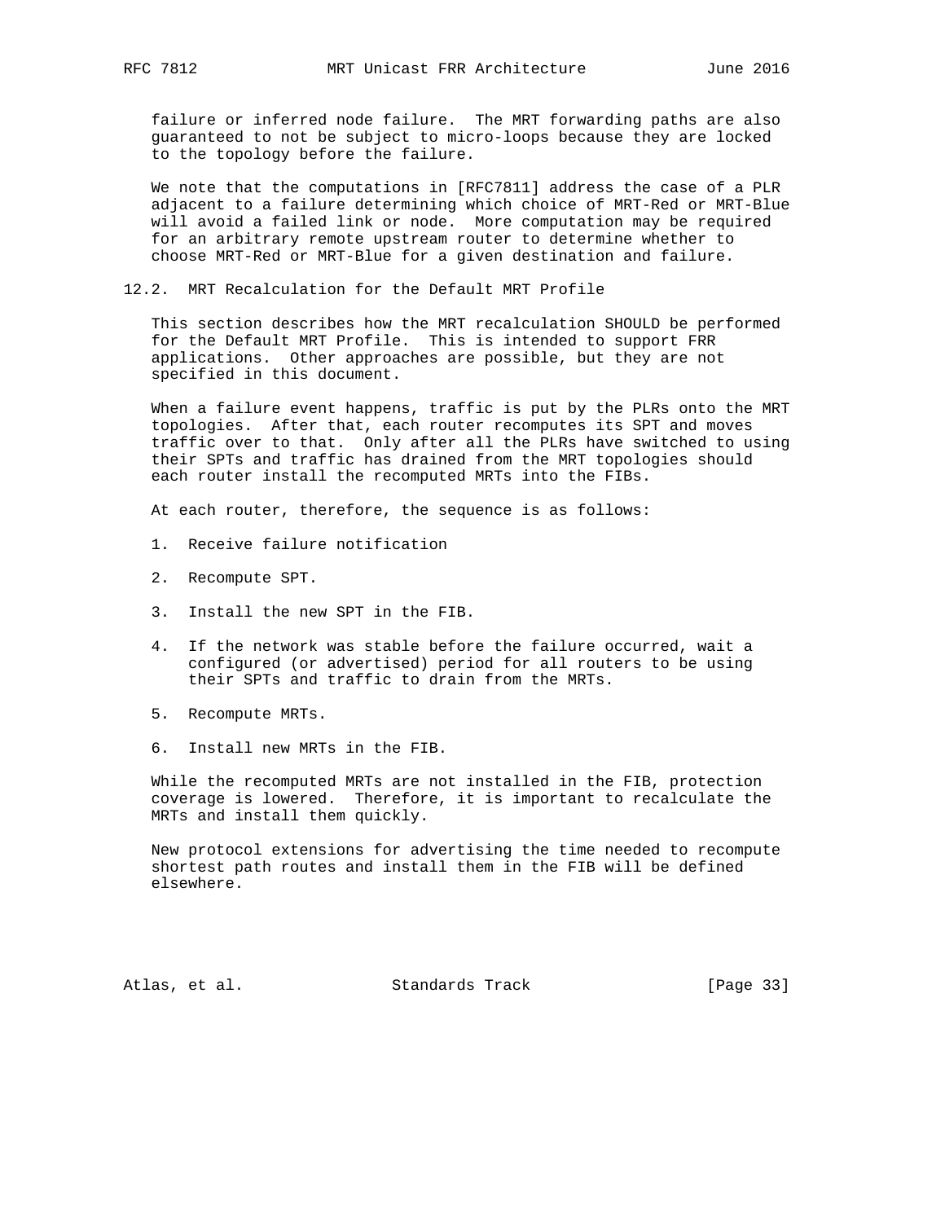failure or inferred node failure. The MRT forwarding paths are also guaranteed to not be subject to micro-loops because they are locked to the topology before the failure.

We note that the computations in [RFC7811] address the case of a PLR adjacent to a failure determining which choice of MRT-Red or MRT-Blue will avoid a failed link or node. More computation may be required for an arbitrary remote upstream router to determine whether to choose MRT-Red or MRT-Blue for a given destination and failure.

### 12.2. MRT Recalculation for the Default MRT Profile

This section describes how the MRT recalculation SHOULD be performed for the Default MRT Profile. This is intended to support FRR applications. Other approaches are possible, but they are not specified in this document.

When a failure event happens, traffic is put by the PLRs onto the MRT topologies. After that, each router recomputes its SPT and moves traffic over to that. Only after all the PLRs have switched to using their SPTs and traffic has drained from the MRT topologies should each router install the recomputed MRTs into the FIBs.

At each router, therefore, the sequence is as follows:

1. Receive failure notification

2. Recompute SPT.

3. Install the new SPT in the FIB.

4. If the network was stable before the failure occurred, wait a configured (or advertised) period for all routers to be using their SPTs and traffic to drain from the MRTs.

5. Recompute MRTs.

6. Install new MRTs in the FIB.

While the recomputed MRTs are not installed in the FIB, protection coverage is lowered. Therefore, it is important to recalculate the MRTs and install them quickly.

New protocol extensions for advertising the time needed to recompute shortest path routes and install them in the FIB will be defined elsewhere.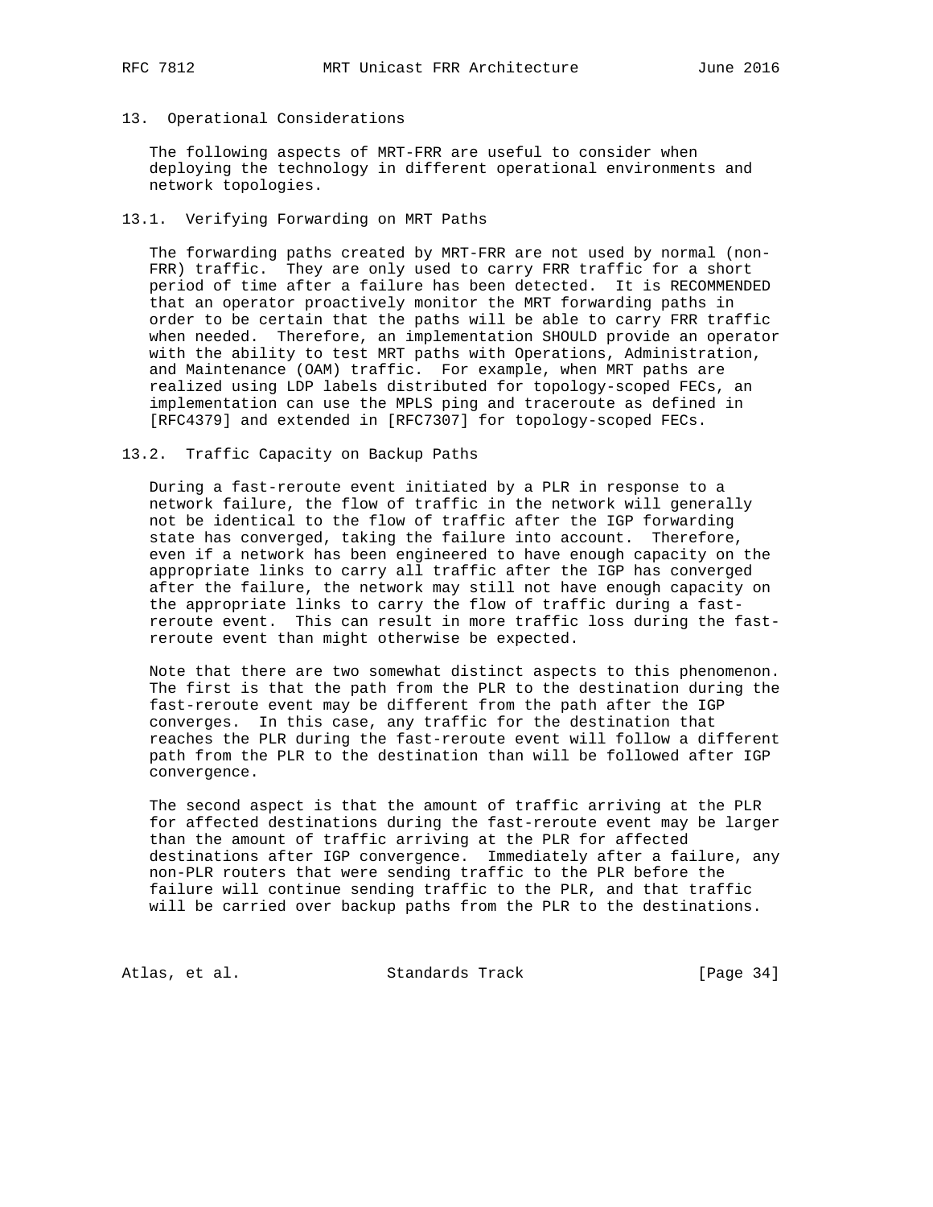## 13. Operational Considerations

The following aspects of MRT-FRR are useful to consider when deploying the technology in different operational environments and network topologies.

### 13.1. Verifying Forwarding on MRT Paths

The forwarding paths created by MRT-FRR are not used by normal (non-FRR) traffic. They are only used to carry FRR traffic for a short period of time after a failure has been detected. It is RECOMMENDED that an operator proactively monitor the MRT forwarding paths in order to be certain that the paths will be able to carry FRR traffic when needed. Therefore, an implementation SHOULD provide an operator with the ability to test MRT paths with Operations, Administration, and Maintenance (OAM) traffic. For example, when MRT paths are realized using LDP labels distributed for topology-scoped FECs, an implementation can use the MPLS ping and traceroute as defined in [RFC4379] and extended in [RFC7307] for topology-scoped FECs.

### 13.2. Traffic Capacity on Backup Paths

During a fast-reroute event initiated by a PLR in response to a network failure, the flow of traffic in the network will generally not be identical to the flow of traffic after the IGP forwarding state has converged, taking the failure into account. Therefore, even if a network has been engineered to have enough capacity on the appropriate links to carry all traffic after the IGP has converged after the failure, the network may still not have enough capacity on the appropriate links to carry the flow of traffic during a fast-reroute event. This can result in more traffic loss during the fast-reroute event than might otherwise be expected.

Note that there are two somewhat distinct aspects to this phenomenon. The first is that the path from the PLR to the destination during the fast-reroute event may be different from the path after the IGP converges. In this case, any traffic for the destination that reaches the PLR during the fast-reroute event will follow a different path from the PLR to the destination than will be followed after IGP convergence.

The second aspect is that the amount of traffic arriving at the PLR for affected destinations during the fast-reroute event may be larger than the amount of traffic arriving at the PLR for affected destinations after IGP convergence. Immediately after a failure, any non-PLR routers that were sending traffic to the PLR before the failure will continue sending traffic to the PLR, and that traffic will be carried over backup paths from the PLR to the destinations.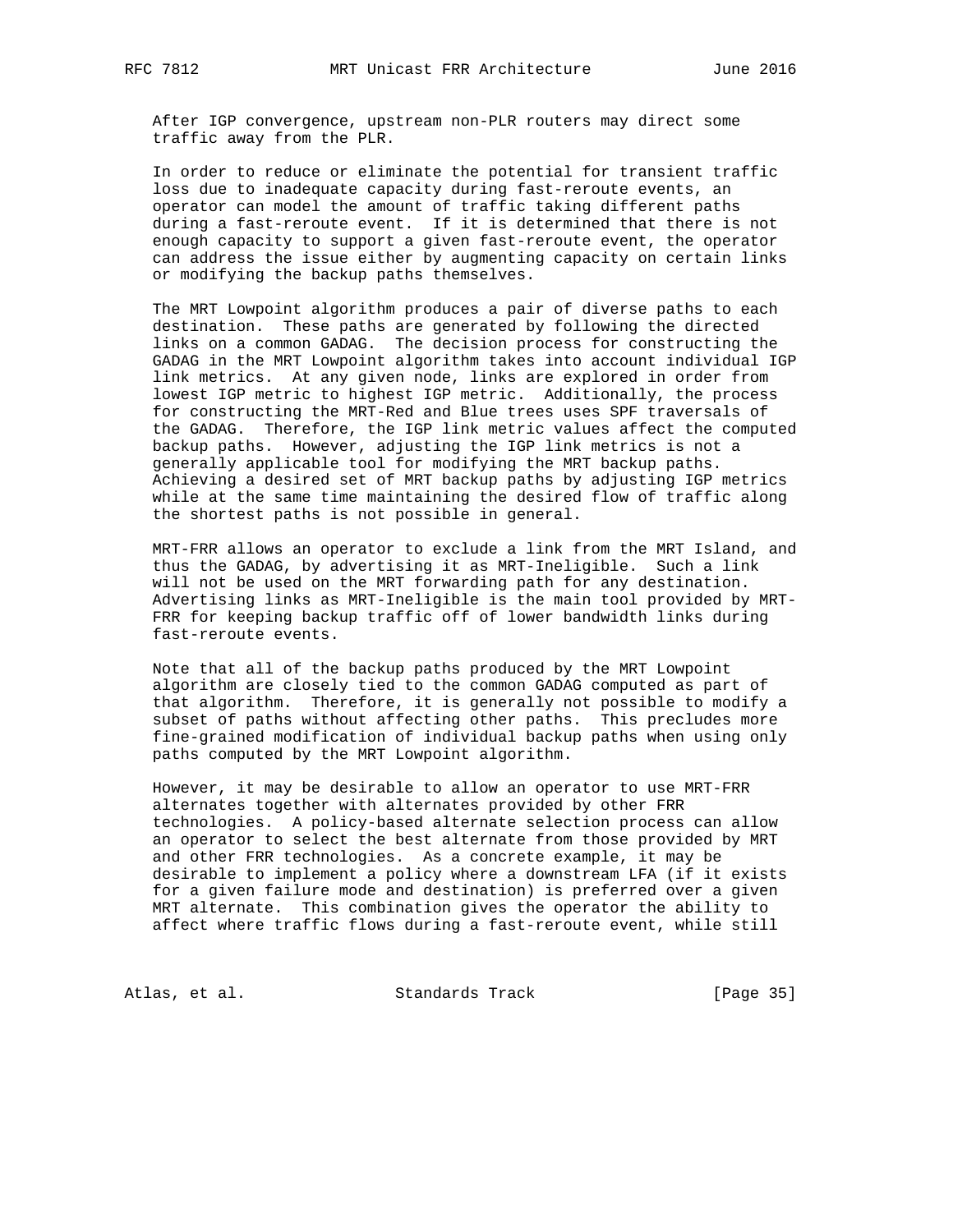After IGP convergence, upstream non-PLR routers may direct some traffic away from the PLR.

In order to reduce or eliminate the potential for transient traffic loss due to inadequate capacity during fast-reroute events, an operator can model the amount of traffic taking different paths during a fast-reroute event. If it is determined that there is not enough capacity to support a given fast-reroute event, the operator can address the issue either by augmenting capacity on certain links or modifying the backup paths themselves.

The MRT Lowpoint algorithm produces a pair of diverse paths to each destination. These paths are generated by following the directed links on a common GADAG. The decision process for constructing the GADAG in the MRT Lowpoint algorithm takes into account individual IGP link metrics. At any given node, links are explored in order from lowest IGP metric to highest IGP metric. Additionally, the process for constructing the MRT-Red and Blue trees uses SPF traversals of the GADAG. Therefore, the IGP link metric values affect the computed backup paths. However, adjusting the IGP link metrics is not a generally applicable tool for modifying the MRT backup paths. Achieving a desired set of MRT backup paths by adjusting IGP metrics while at the same time maintaining the desired flow of traffic along the shortest paths is not possible in general.

MRT-FRR allows an operator to exclude a link from the MRT Island, and thus the GADAG, by advertising it as MRT-Ineligible. Such a link will not be used on the MRT forwarding path for any destination. Advertising links as MRT-Ineligible is the main tool provided by MRT-FRR for keeping backup traffic off of lower bandwidth links during fast-reroute events.

Note that all of the backup paths produced by the MRT Lowpoint algorithm are closely tied to the common GADAG computed as part of that algorithm. Therefore, it is generally not possible to modify a subset of paths without affecting other paths. This precludes more fine-grained modification of individual backup paths when using only paths computed by the MRT Lowpoint algorithm.

However, it may be desirable to allow an operator to use MRT-FRR alternates together with alternates provided by other FRR technologies. A policy-based alternate selection process can allow an operator to select the best alternate from those provided by MRT and other FRR technologies. As a concrete example, it may be desirable to implement a policy where a downstream LFA (if it exists for a given failure mode and destination) is preferred over a given MRT alternate. This combination gives the operator the ability to affect where traffic flows during a fast-reroute event, while still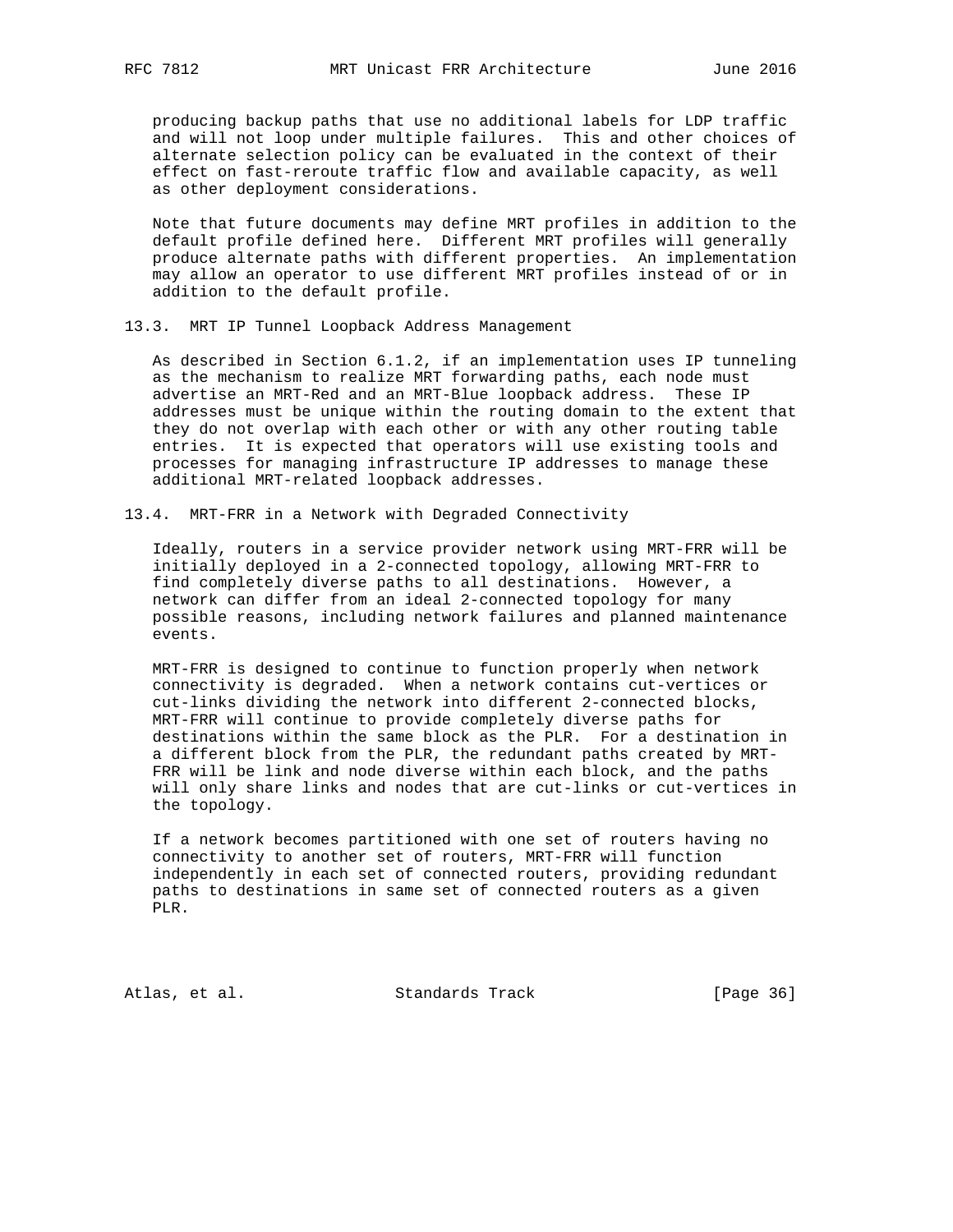producing backup paths that use no additional labels for LDP traffic and will not loop under multiple failures. This and other choices of alternate selection policy can be evaluated in the context of their effect on fast-reroute traffic flow and available capacity, as well as other deployment considerations.

Note that future documents may define MRT profiles in addition to the default profile defined here. Different MRT profiles will generally produce alternate paths with different properties. An implementation may allow an operator to use different MRT profiles instead of or in addition to the default profile.

### 13.3. MRT IP Tunnel Loopback Address Management

As described in Section 6.1.2, if an implementation uses IP tunneling as the mechanism to realize MRT forwarding paths, each node must advertise an MRT-Red and an MRT-Blue loopback address. These IP addresses must be unique within the routing domain to the extent that they do not overlap with each other or with any other routing table entries. It is expected that operators will use existing tools and processes for managing infrastructure IP addresses to manage these additional MRT-related loopback addresses.

### 13.4. MRT-FRR in a Network with Degraded Connectivity

Ideally, routers in a service provider network using MRT-FRR will be initially deployed in a 2-connected topology, allowing MRT-FRR to find completely diverse paths to all destinations. However, a network can differ from an ideal 2-connected topology for many possible reasons, including network failures and planned maintenance events.

MRT-FRR is designed to continue to function properly when network connectivity is degraded. When a network contains cut-vertices or cut-links dividing the network into different 2-connected blocks, MRT-FRR will continue to provide completely diverse paths for destinations within the same block as the PLR. For a destination in a different block from the PLR, the redundant paths created by MRT-FRR will be link and node diverse within each block, and the paths will only share links and nodes that are cut-links or cut-vertices in the topology.

If a network becomes partitioned with one set of routers having no connectivity to another set of routers, MRT-FRR will function independently in each set of connected routers, providing redundant paths to destinations in same set of connected routers as a given PLR.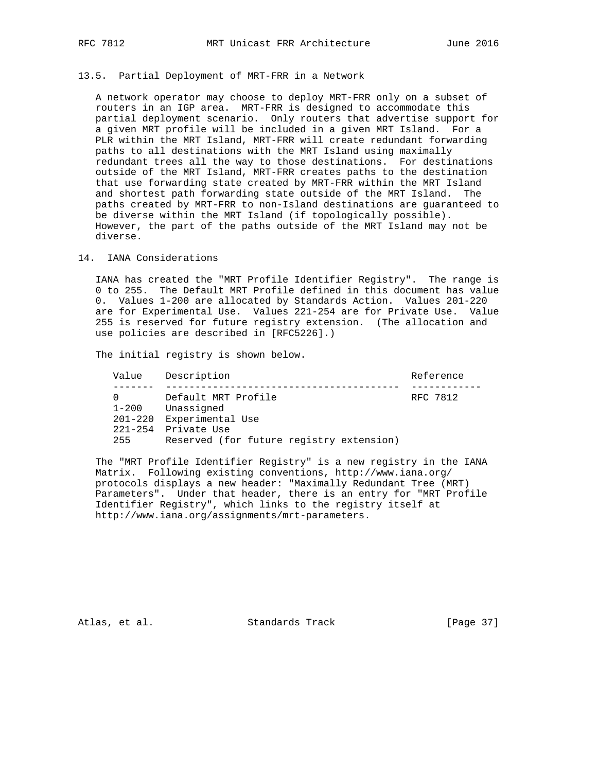### 13.5. Partial Deployment of MRT-FRR in a Network

A network operator may choose to deploy MRT-FRR only on a subset of routers in an IGP area. MRT-FRR is designed to accommodate this partial deployment scenario. Only routers that advertise support for a given MRT profile will be included in a given MRT Island. For a PLR within the MRT Island, MRT-FRR will create redundant forwarding paths to all destinations with the MRT Island using maximally redundant trees all the way to those destinations. For destinations outside of the MRT Island, MRT-FRR creates paths to the destination that use forwarding state created by MRT-FRR within the MRT Island and shortest path forwarding state outside of the MRT Island. The paths created by MRT-FRR to non-Island destinations are guaranteed to be diverse within the MRT Island (if topologically possible). However, the part of the paths outside of the MRT Island may not be diverse.

## 14. IANA Considerations

IANA has created the "MRT Profile Identifier Registry". The range is 0 to 255. The Default MRT Profile defined in this document has value 0. Values 1-200 are allocated by Standards Action. Values 201-220 are for Experimental Use. Values 221-254 are for Private Use. Value 255 is reserved for future registry extension. (The allocation and use policies are described in [RFC5226].)

The initial registry is shown below.

| Value | Description | Reference |
|---|---|---|
| 0 | Default MRT Profile | RFC 7812 |
| 1-200 | Unassigned | |
| 201-220 | Experimental Use | |
| 221-254 | Private Use | |
| 255 | Reserved (for future registry extension) | |

The "MRT Profile Identifier Registry" is a new registry in the IANA Matrix. Following existing conventions, http://www.iana.org/protocols displays a new header: "Maximally Redundant Tree (MRT) Parameters". Under that header, there is an entry for "MRT Profile Identifier Registry", which links to the registry itself at http://www.iana.org/assignments/mrt-parameters.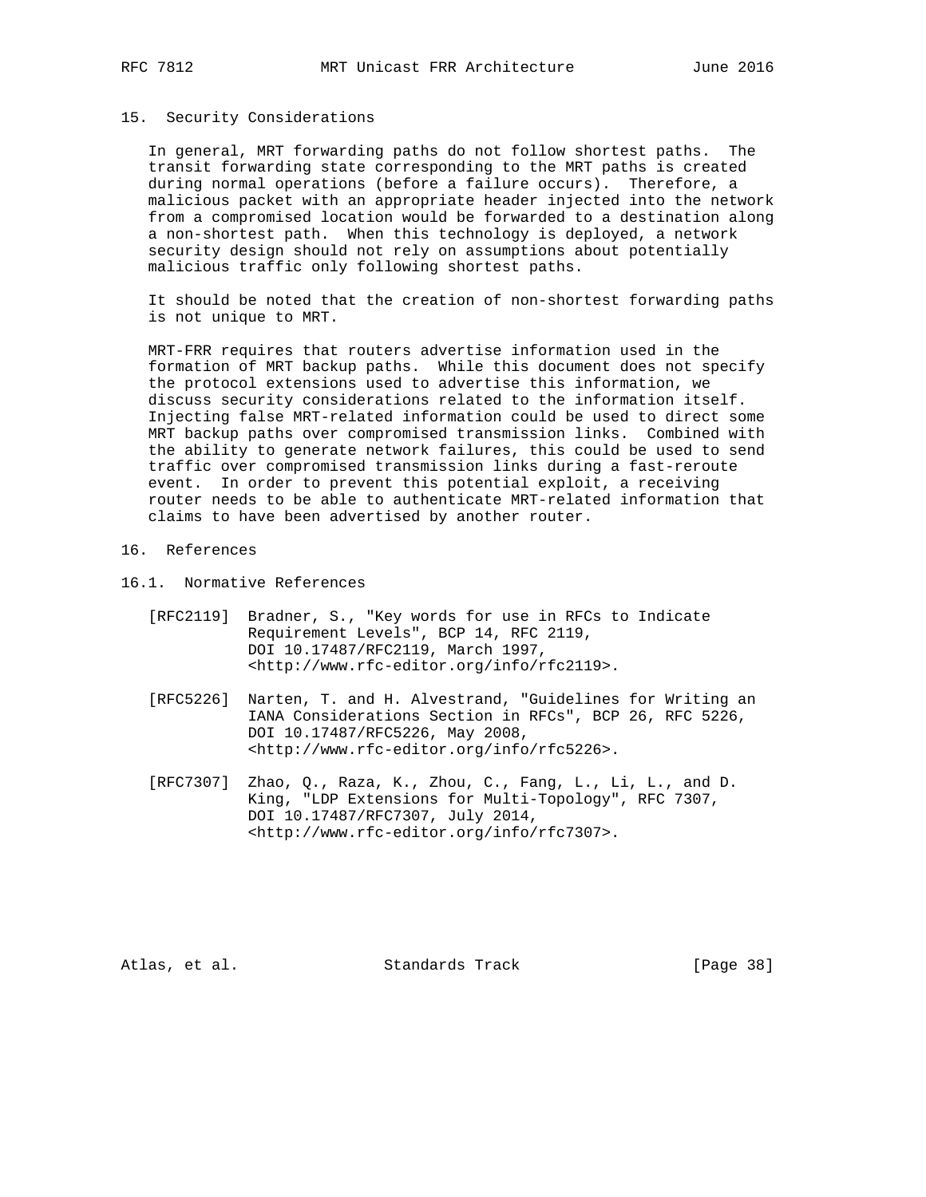## 15. Security Considerations

In general, MRT forwarding paths do not follow shortest paths. The transit forwarding state corresponding to the MRT paths is created during normal operations (before a failure occurs). Therefore, a malicious packet with an appropriate header injected into the network from a compromised location would be forwarded to a destination along a non-shortest path. When this technology is deployed, a network security design should not rely on assumptions about potentially malicious traffic only following shortest paths.

It should be noted that the creation of non-shortest forwarding paths is not unique to MRT.

MRT-FRR requires that routers advertise information used in the formation of MRT backup paths. While this document does not specify the protocol extensions used to advertise this information, we discuss security considerations related to the information itself. Injecting false MRT-related information could be used to direct some MRT backup paths over compromised transmission links. Combined with the ability to generate network failures, this could be used to send traffic over compromised transmission links during a fast-reroute event. In order to prevent this potential exploit, a receiving router needs to be able to authenticate MRT-related information that claims to have been advertised by another router.

## 16. References

### 16.1. Normative References

[RFC2119] Bradner, S., "Key words for use in RFCs to Indicate Requirement Levels", BCP 14, RFC 2119, DOI 10.17487/RFC2119, March 1997, <http://www.rfc-editor.org/info/rfc2119>.

[RFC5226] Narten, T. and H. Alvestrand, "Guidelines for Writing an IANA Considerations Section in RFCs", BCP 26, RFC 5226, DOI 10.17487/RFC5226, May 2008, <http://www.rfc-editor.org/info/rfc5226>.

[RFC7307] Zhao, Q., Raza, K., Zhou, C., Fang, L., Li, L., and D. King, "LDP Extensions for Multi-Topology", RFC 7307, DOI 10.17487/RFC7307, July 2014, <http://www.rfc-editor.org/info/rfc7307>.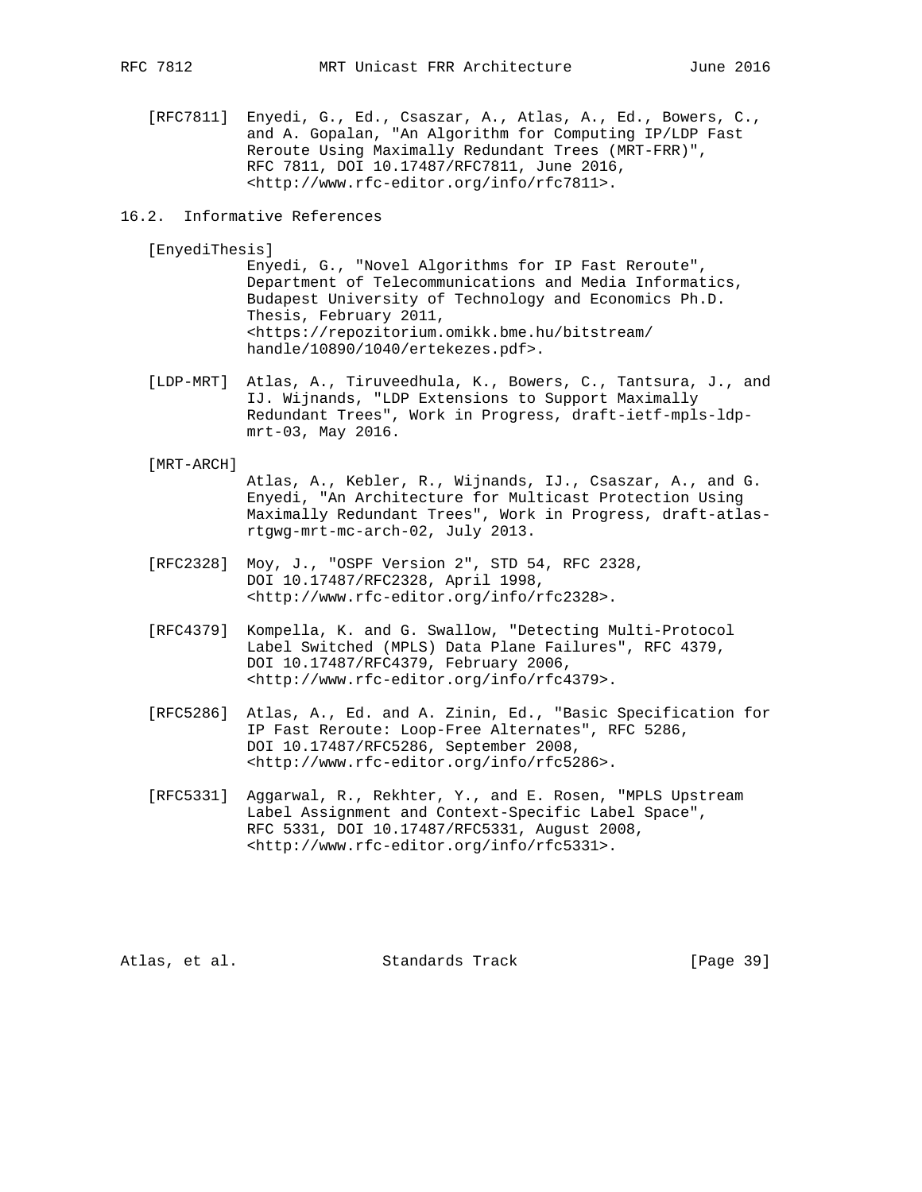[RFC7811] Enyedi, G., Ed., Csaszar, A., Atlas, A., Ed., Bowers, C., and A. Gopalan, "An Algorithm for Computing IP/LDP Fast Reroute Using Maximally Redundant Trees (MRT-FRR)", RFC 7811, DOI 10.17487/RFC7811, June 2016, <http://www.rfc-editor.org/info/rfc7811>.

### 16.2. Informative References

[EnyediThesis] Enyedi, G., "Novel Algorithms for IP Fast Reroute", Department of Telecommunications and Media Informatics, Budapest University of Technology and Economics Ph.D. Thesis, February 2011, <https://repozitorium.omikk.bme.hu/bitstream/handle/10890/1040/ertekezes.pdf>.

[LDP-MRT] Atlas, A., Tiruveedhula, K., Bowers, C., Tantsura, J., and IJ. Wijnands, "LDP Extensions to Support Maximally Redundant Trees", Work in Progress, draft-ietf-mpls-ldp-mrt-03, May 2016.

[MRT-ARCH] Atlas, A., Kebler, R., Wijnands, IJ., Csaszar, A., and G. Enyedi, "An Architecture for Multicast Protection Using Maximally Redundant Trees", Work in Progress, draft-atlas-rtgwg-mrt-mc-arch-02, July 2013.

[RFC2328] Moy, J., "OSPF Version 2", STD 54, RFC 2328, DOI 10.17487/RFC2328, April 1998, <http://www.rfc-editor.org/info/rfc2328>.

[RFC4379] Kompella, K. and G. Swallow, "Detecting Multi-Protocol Label Switched (MPLS) Data Plane Failures", RFC 4379, DOI 10.17487/RFC4379, February 2006, <http://www.rfc-editor.org/info/rfc4379>.

[RFC5286] Atlas, A., Ed. and A. Zinin, Ed., "Basic Specification for IP Fast Reroute: Loop-Free Alternates", RFC 5286, DOI 10.17487/RFC5286, September 2008, <http://www.rfc-editor.org/info/rfc5286>.

[RFC5331] Aggarwal, R., Rekhter, Y., and E. Rosen, "MPLS Upstream Label Assignment and Context-Specific Label Space", RFC 5331, DOI 10.17487/RFC5331, August 2008, <http://www.rfc-editor.org/info/rfc5331>.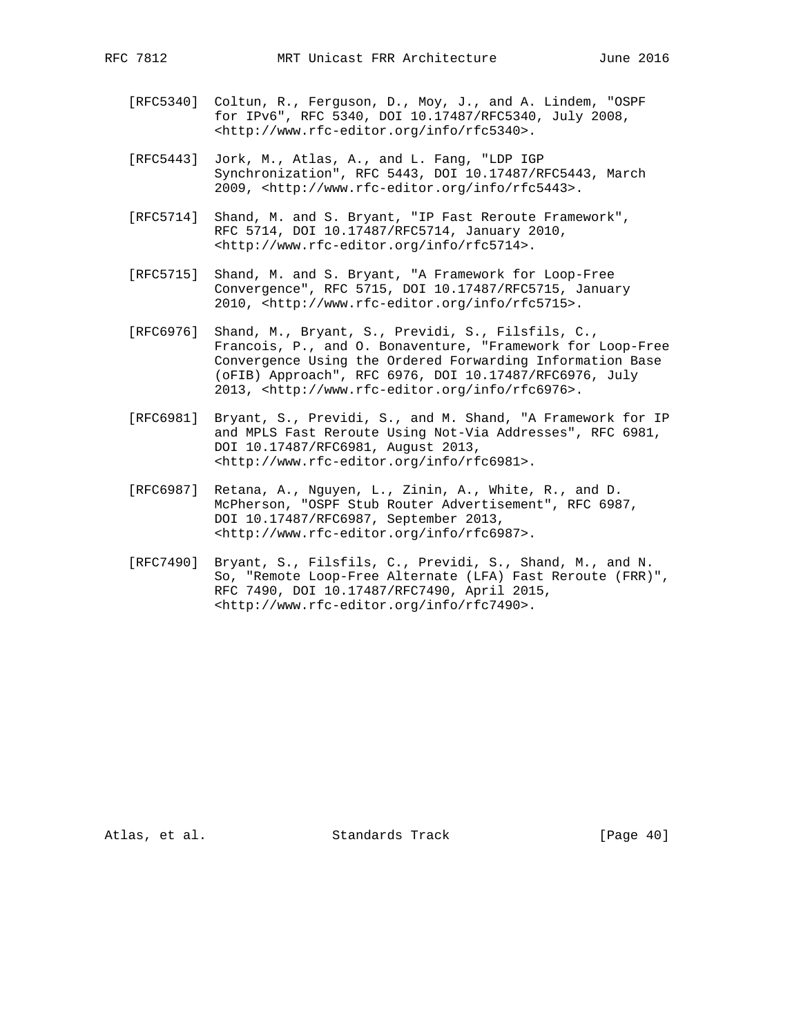[RFC5340] Coltun, R., Ferguson, D., Moy, J., and A. Lindem, "OSPF for IPv6", RFC 5340, DOI 10.17487/RFC5340, July 2008, <http://www.rfc-editor.org/info/rfc5340>.

[RFC5443] Jork, M., Atlas, A., and L. Fang, "LDP IGP Synchronization", RFC 5443, DOI 10.17487/RFC5443, March 2009, <http://www.rfc-editor.org/info/rfc5443>.

[RFC5714] Shand, M. and S. Bryant, "IP Fast Reroute Framework", RFC 5714, DOI 10.17487/RFC5714, January 2010, <http://www.rfc-editor.org/info/rfc5714>.

[RFC5715] Shand, M. and S. Bryant, "A Framework for Loop-Free Convergence", RFC 5715, DOI 10.17487/RFC5715, January 2010, <http://www.rfc-editor.org/info/rfc5715>.

[RFC6976] Shand, M., Bryant, S., Previdi, S., Filsfils, C., Francois, P., and O. Bonaventure, "Framework for Loop-Free Convergence Using the Ordered Forwarding Information Base (oFIB) Approach", RFC 6976, DOI 10.17487/RFC6976, July 2013, <http://www.rfc-editor.org/info/rfc6976>.

[RFC6981] Bryant, S., Previdi, S., and M. Shand, "A Framework for IP and MPLS Fast Reroute Using Not-Via Addresses", RFC 6981, DOI 10.17487/RFC6981, August 2013, <http://www.rfc-editor.org/info/rfc6981>.

[RFC6987] Retana, A., Nguyen, L., Zinin, A., White, R., and D. McPherson, "OSPF Stub Router Advertisement", RFC 6987, DOI 10.17487/RFC6987, September 2013, <http://www.rfc-editor.org/info/rfc6987>.

[RFC7490] Bryant, S., Filsfils, C., Previdi, S., Shand, M., and N. So, "Remote Loop-Free Alternate (LFA) Fast Reroute (FRR)", RFC 7490, DOI 10.17487/RFC7490, April 2015, <http://www.rfc-editor.org/info/rfc7490>.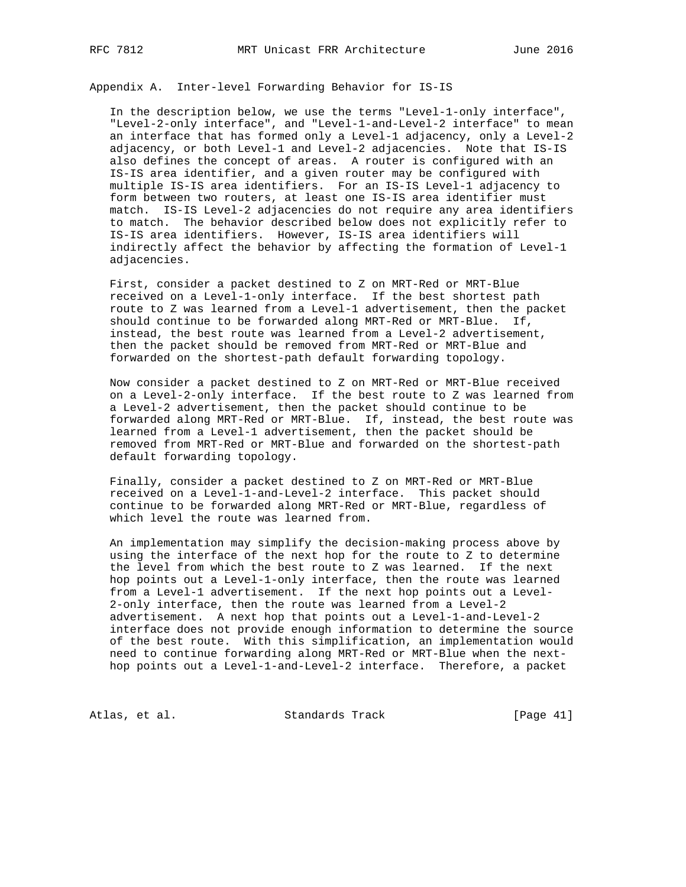# Appendix A. Inter-level Forwarding Behavior for IS-IS

In the description below, we use the terms "Level-1-only interface", "Level-2-only interface", and "Level-1-and-Level-2 interface" to mean an interface that has formed only a Level-1 adjacency, only a Level-2 adjacency, or both Level-1 and Level-2 adjacencies. Note that IS-IS also defines the concept of areas. A router is configured with an IS-IS area identifier, and a given router may be configured with multiple IS-IS area identifiers. For an IS-IS Level-1 adjacency to form between two routers, at least one IS-IS area identifier must match. IS-IS Level-2 adjacencies do not require any area identifiers to match. The behavior described below does not explicitly refer to IS-IS area identifiers. However, IS-IS area identifiers will indirectly affect the behavior by affecting the formation of Level-1 adjacencies.

First, consider a packet destined to Z on MRT-Red or MRT-Blue received on a Level-1-only interface. If the best shortest path route to Z was learned from a Level-1 advertisement, then the packet should continue to be forwarded along MRT-Red or MRT-Blue. If, instead, the best route was learned from a Level-2 advertisement, then the packet should be removed from MRT-Red or MRT-Blue and forwarded on the shortest-path default forwarding topology.

Now consider a packet destined to Z on MRT-Red or MRT-Blue received on a Level-2-only interface. If the best route to Z was learned from a Level-2 advertisement, then the packet should continue to be forwarded along MRT-Red or MRT-Blue. If, instead, the best route was learned from a Level-1 advertisement, then the packet should be removed from MRT-Red or MRT-Blue and forwarded on the shortest-path default forwarding topology.

Finally, consider a packet destined to Z on MRT-Red or MRT-Blue received on a Level-1-and-Level-2 interface. This packet should continue to be forwarded along MRT-Red or MRT-Blue, regardless of which level the route was learned from.

An implementation may simplify the decision-making process above by using the interface of the next hop for the route to Z to determine the level from which the best route to Z was learned. If the next hop points out a Level-1-only interface, then the route was learned from a Level-1 advertisement. If the next hop points out a Level-2-only interface, then the route was learned from a Level-2 advertisement. A next hop that points out a Level-1-and-Level-2 interface does not provide enough information to determine the source of the best route. With this simplification, an implementation would need to continue forwarding along MRT-Red or MRT-Blue when the next-hop points out a Level-1-and-Level-2 interface. Therefore, a packet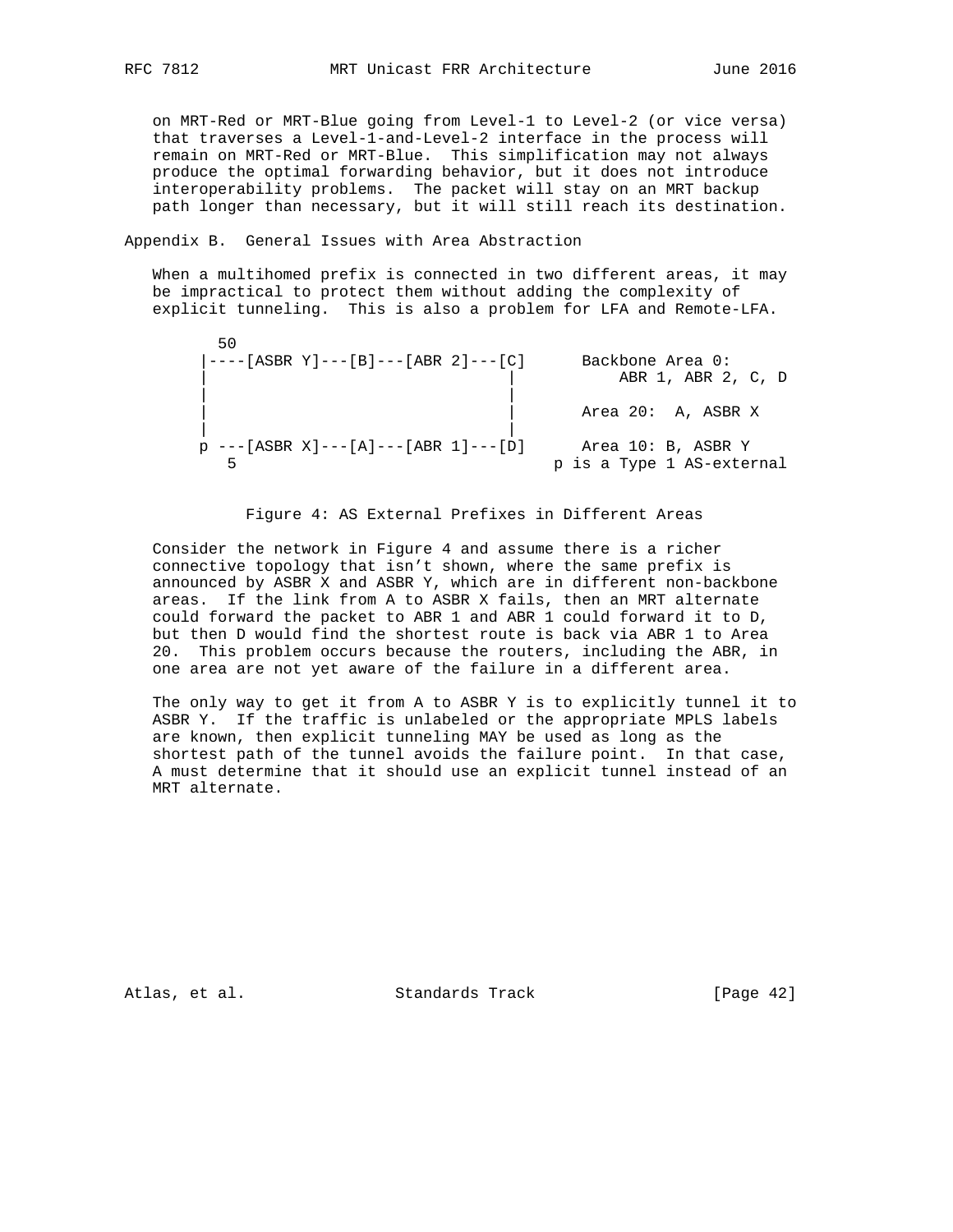on MRT-Red or MRT-Blue going from Level-1 to Level-2 (or vice versa) that traverses a Level-1-and-Level-2 interface in the process will remain on MRT-Red or MRT-Blue. This simplification may not always produce the optimal forwarding behavior, but it does not introduce interoperability problems. The packet will stay on an MRT backup path longer than necessary, but it will still reach its destination.

## Appendix B. General Issues with Area Abstraction

When a multihomed prefix is connected in two different areas, it may be impractical to protect them without adding the complexity of explicit tunneling. This is also a problem for LFA and Remote-LFA.

```
      50
     |----[ASBR Y]---[B]---[ABR 2]---[C]      Backbone Area 0:
     |                                |           ABR 1, ABR 2, C, D
     |                                |
     |                                |       Area 20:  A, ASBR X
     |                                |
     p ---[ASBR X]---[A]---[ABR 1]---[D]      Area 10: B, ASBR Y
        5                                  p is a Type 1 AS-external
```

Figure 4: AS External Prefixes in Different Areas

Consider the network in Figure 4 and assume there is a richer connective topology that isn't shown, where the same prefix is announced by ASBR X and ASBR Y, which are in different non-backbone areas. If the link from A to ASBR X fails, then an MRT alternate could forward the packet to ABR 1 and ABR 1 could forward it to D, but then D would find the shortest route is back via ABR 1 to Area 20. This problem occurs because the routers, including the ABR, in one area are not yet aware of the failure in a different area.

The only way to get it from A to ASBR Y is to explicitly tunnel it to ASBR Y. If the traffic is unlabeled or the appropriate MPLS labels are known, then explicit tunneling MAY be used as long as the shortest path of the tunnel avoids the failure point. In that case, A must determine that it should use an explicit tunnel instead of an MRT alternate.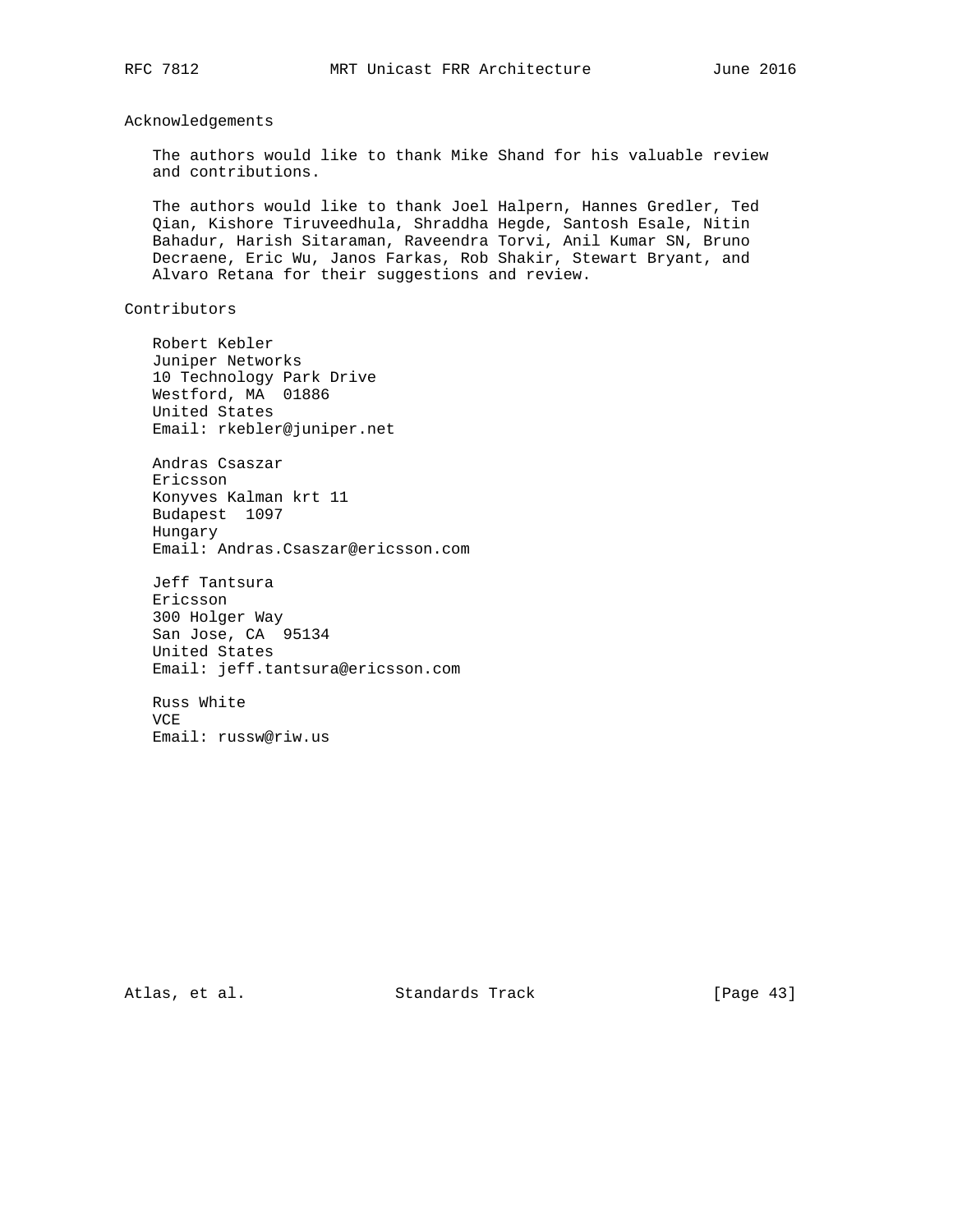## Acknowledgements

The authors would like to thank Mike Shand for his valuable review and contributions.

The authors would like to thank Joel Halpern, Hannes Gredler, Ted Qian, Kishore Tiruveedhula, Shraddha Hegde, Santosh Esale, Nitin Bahadur, Harish Sitaraman, Raveendra Torvi, Anil Kumar SN, Bruno Decraene, Eric Wu, Janos Farkas, Rob Shakir, Stewart Bryant, and Alvaro Retana for their suggestions and review.

## Contributors

Robert Kebler
Juniper Networks
10 Technology Park Drive
Westford, MA  01886
United States
Email: rkebler@juniper.net

Andras Csaszar
Ericsson
Konyves Kalman krt 11
Budapest  1097
Hungary
Email: Andras.Csaszar@ericsson.com

Jeff Tantsura
Ericsson
300 Holger Way
San Jose, CA  95134
United States
Email: jeff.tantsura@ericsson.com

Russ White
VCE
Email: russw@riw.us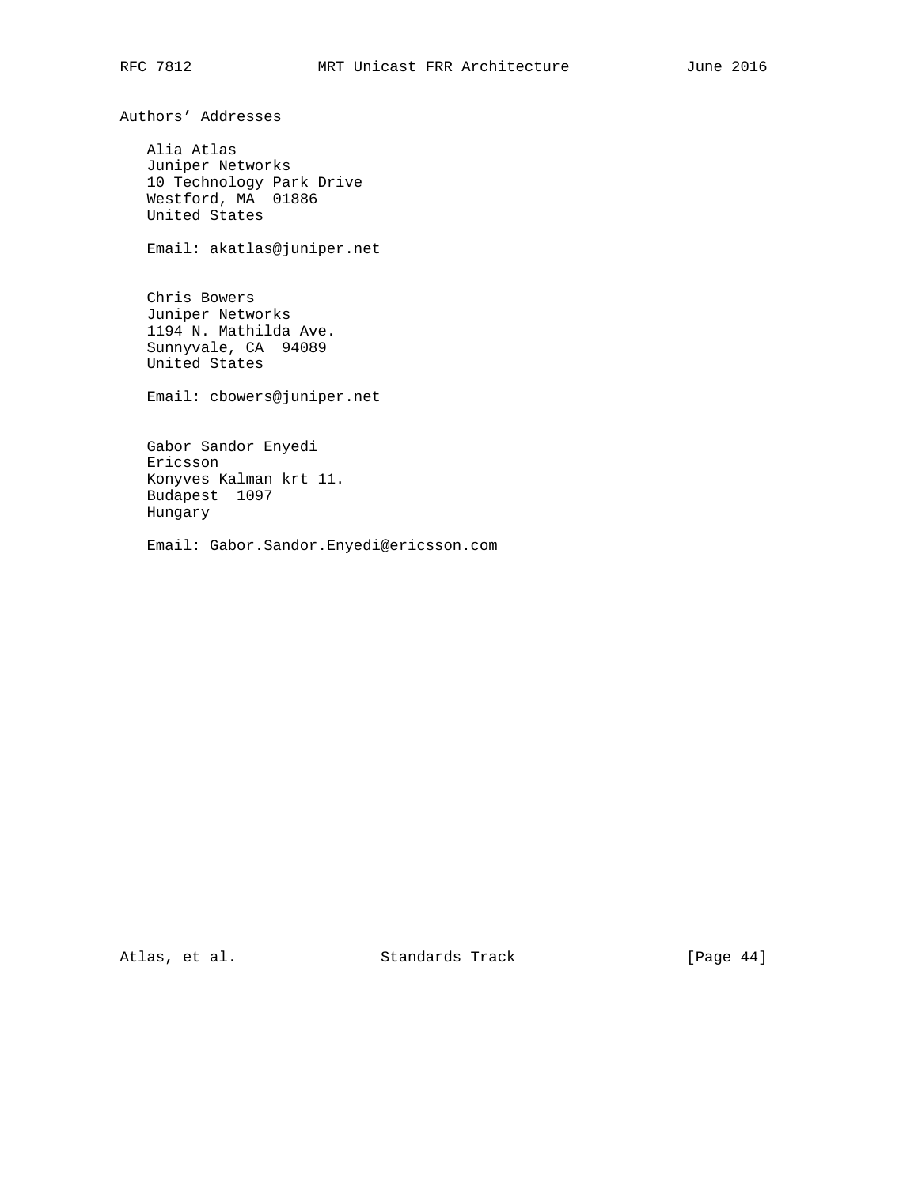## Authors' Addresses

Alia Atlas
Juniper Networks
10 Technology Park Drive
Westford, MA 01886
United States

Email: akatlas@juniper.net

Chris Bowers
Juniper Networks
1194 N. Mathilda Ave.
Sunnyvale, CA 94089
United States

Email: cbowers@juniper.net

Gabor Sandor Enyedi
Ericsson
Konyves Kalman krt 11.
Budapest 1097
Hungary

Email: Gabor.Sandor.Enyedi@ericsson.com